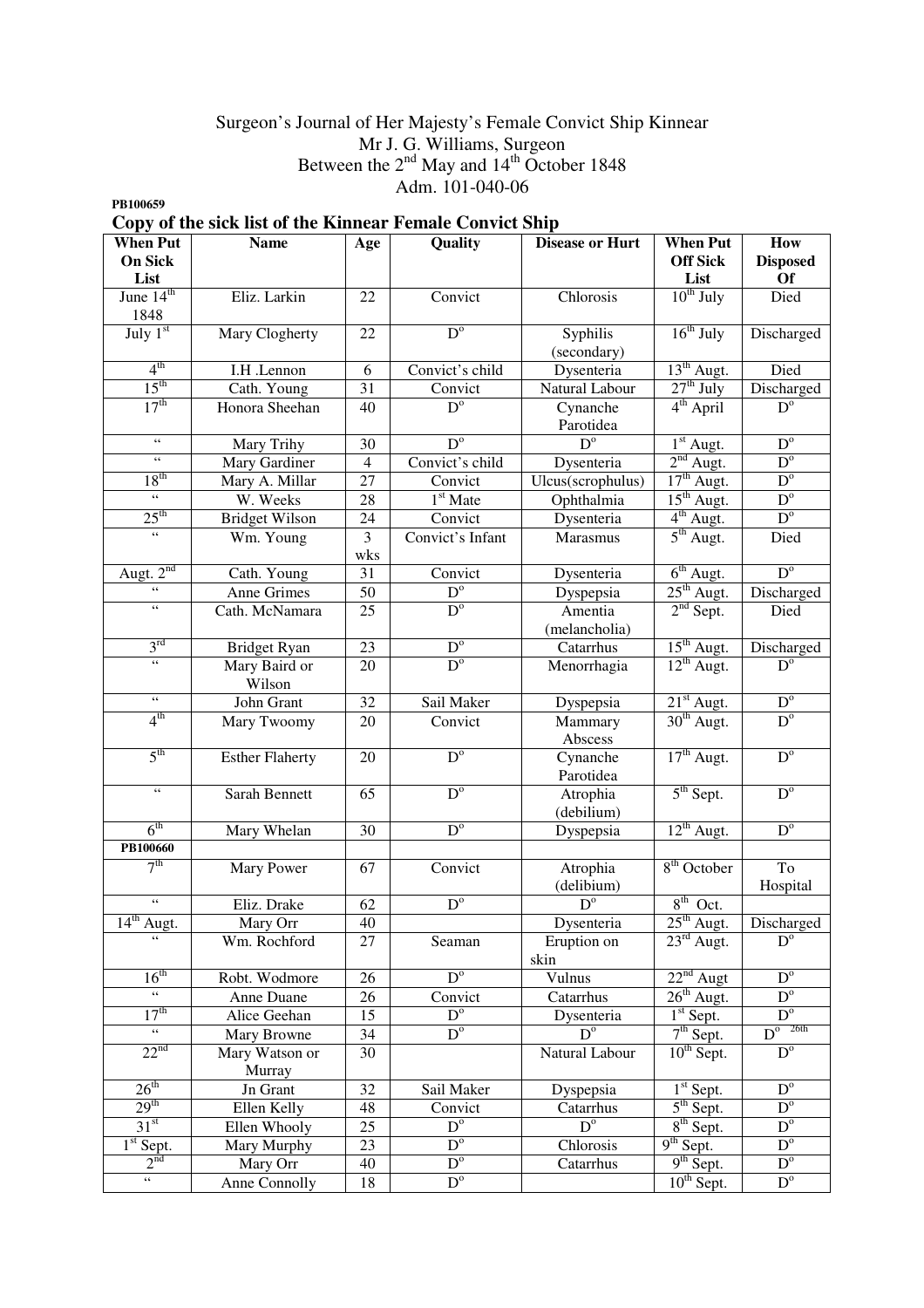Surgeon's Journal of Her Majesty's Female Convict Ship Kinnear
Mr J. G. Williams, Surgeon
Between the 2nd May and 14th October 1848
Adm. 101-040-06

**PB100659**

## Copy of the sick list of the Kinnear Female Convict Ship

| When Put On Sick List | Name | Age | Quality | Disease or Hurt | When Put Off Sick List | How Disposed Of |
|---|---|---|---|---|---|---|
| June 14th 1848 | Eliz. Larkin | 22 | Convict | Chlorosis | 10th July | Died |
| July 1st | Mary Clogherty | 22 | Do | Syphilis (secondary) | 16th July | Discharged |
| 4th | I.H .Lennon | 6 | Convict's child | Dysenteria | 13th Augt. | Died |
| 15th | Cath. Young | 31 | Convict | Natural Labour | 27th July | Discharged |
| 17th | Honora Sheehan | 40 | Do | Cynanche Parotidea | 4th April | Do |
| " | Mary Trihy | 30 | Do | Do | 1st Augt. | Do |
| " | Mary Gardiner | 4 | Convict's child | Dysenteria | 2nd Augt. | Do |
| 18th | Mary A. Millar | 27 | Convict | Ulcus(scrophulus) | 17th Augt. | Do |
| " | W. Weeks | 28 | 1st Mate | Ophthalmia | 15th Augt. | Do |
| 25th | Bridget Wilson | 24 | Convict | Dysenteria | 4th Augt. | Do |
| " | Wm. Young | 3 wks | Convict's Infant | Marasmus | 5th Augt. | Died |
| Augt. 2nd | Cath. Young | 31 | Convict | Dysenteria | 6th Augt. | Do |
| " | Anne Grimes | 50 | Do | Dyspepsia | 25th Augt. | Discharged |
| " | Cath. McNamara | 25 | Do | Amentia (melancholia) | 2nd Sept. | Died |
| 3rd | Bridget Ryan | 23 | Do | Catarrhus | 15th Augt. | Discharged |
| " | Mary Baird or Wilson | 20 | Do | Menorrhagia | 12th Augt. | Do |
| " | John Grant | 32 | Sail Maker | Dyspepsia | 21st Augt. | Do |
| 4th | Mary Twoomy | 20 | Convict | Mammary Abscess | 30th Augt. | Do |
| 5th | Esther Flaherty | 20 | Do | Cynanche Parotidea | 17th Augt. | Do |
| " | Sarah Bennett | 65 | Do | Atrophia (debilium) | 5th Sept. | Do |
| 6th | Mary Whelan | 30 | Do | Dyspepsia | 12th Augt. | Do |
| **PB100660** | | | | | | |
| 7th | Mary Power | 67 | Convict | Atrophia (delibium) | 8th October | To Hospital |
| " | Eliz. Drake | 62 | Do | Do | 8th Oct. | |
| 14th Augt. | Mary Orr | 40 | | Dysenteria | 25th Augt. | Discharged |
| " | Wm. Rochford | 27 | Seaman | Eruption on skin | 23rd Augt. | Do |
| 16th | Robt. Wodmore | 26 | Do | Vulnus | 22nd Augt | Do |
| " | Anne Duane | 26 | Convict | Catarrhus | 26th Augt. | Do |
| 17th | Alice Geehan | 15 | Do | Dysenteria | 1st Sept. | Do |
| " | Mary Browne | 34 | Do | Do | 7th Sept. | Do 26th |
| 22nd | Mary Watson or Murray | 30 | | Natural Labour | 10th Sept. | Do |
| 26th | Jn Grant | 32 | Sail Maker | Dyspepsia | 1st Sept. | Do |
| 29th | Ellen Kelly | 48 | Convict | Catarrhus | 5th Sept. | Do |
| 31st | Ellen Whooly | 25 | Do | Do | 8th Sept. | Do |
| 1st Sept. | Mary Murphy | 23 | Do | Chlorosis | 9th Sept. | Do |
| 2nd | Mary Orr | 40 | Do | Catarrhus | 9th Sept. | Do |
| " | Anne Connolly | 18 | Do | | 10th Sept. | Do |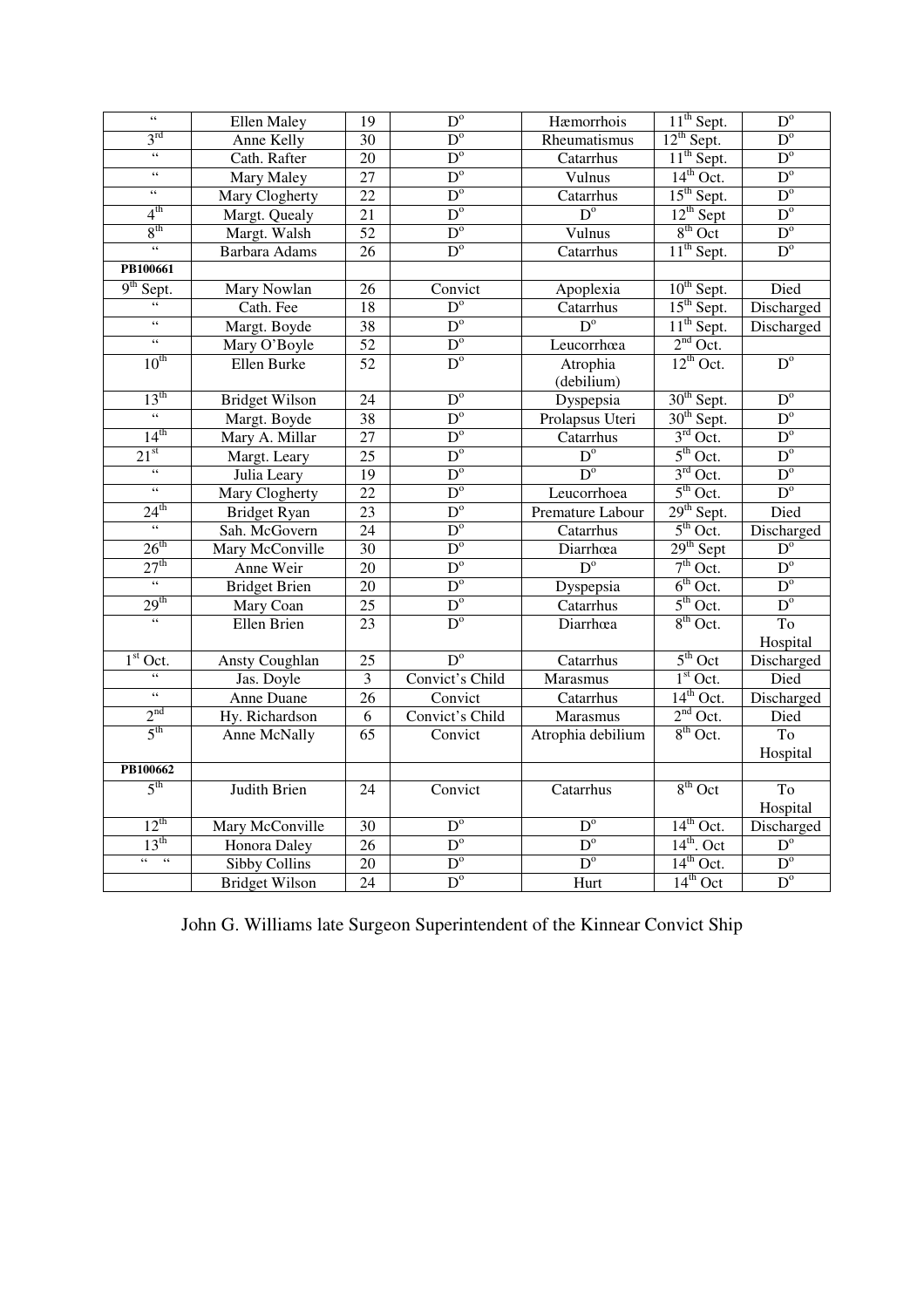| " | Ellen Maley | 19 | D° | Hæmorrhois | 11th Sept. | D° |
|---|---|---|---|---|---|---|
| 3rd | Anne Kelly | 30 | D° | Rheumatismus | 12th Sept. | D° |
| " | Cath. Rafter | 20 | D° | Catarrhus | 11th Sept. | D° |
| " | Mary Maley | 27 | D° | Vulnus | 14th Oct. | D° |
| " | Mary Clogherty | 22 | D° | Catarrhus | 15th Sept. | D° |
| 4th | Margt. Quealy | 21 | D° | D° | 12th Sept | D° |
| 8th | Margt. Walsh | 52 | D° | Vulnus | 8th Oct | D° |
| " | Barbara Adams | 26 | D° | Catarrhus | 11th Sept. | D° |
| **PB100661** | | | | | | |
| 9th Sept. | Mary Nowlan | 26 | Convict | Apoplexia | 10th Sept. | Died |
| " | Cath. Fee | 18 | D° | Catarrhus | 15th Sept. | Discharged |
| " | Margt. Boyde | 38 | D° | D° | 11th Sept. | Discharged |
| " | Mary O'Boyle | 52 | D° | Leucorrhœa | 2nd Oct. | |
| 10th | Ellen Burke | 52 | D° | Atrophia (debilium) | 12th Oct. | D° |
| 13th | Bridget Wilson | 24 | D° | Dyspepsia | 30th Sept. | D° |
| " | Margt. Boyde | 38 | D° | Prolapsus Uteri | 30th Sept. | D° |
| 14th | Mary A. Millar | 27 | D° | Catarrhus | 3rd Oct. | D° |
| 21st | Margt. Leary | 25 | D° | D° | 5th Oct. | D° |
| " | Julia Leary | 19 | D° | D° | 3rd Oct. | D° |
| " | Mary Clogherty | 22 | D° | Leucorrhoea | 5th Oct. | D° |
| 24th | Bridget Ryan | 23 | D° | Premature Labour | 29th Sept. | Died |
| " | Sah. McGovern | 24 | D° | Catarrhus | 5th Oct. | Discharged |
| 26th | Mary McConville | 30 | D° | Diarrhœa | 29th Sept | D° |
| 27th | Anne Weir | 20 | D° | D° | 7th Oct. | D° |
| " | Bridget Brien | 20 | D° | Dyspepsia | 6th Oct. | D° |
| 29th | Mary Coan | 25 | D° | Catarrhus | 5th Oct. | D° |
| " | Ellen Brien | 23 | D° | Diarrhœa | 8th Oct. | To Hospital |
| 1st Oct. | Ansty Coughlan | 25 | D° | Catarrhus | 5th Oct | Discharged |
| " | Jas. Doyle | 3 | Convict's Child | Marasmus | 1st Oct. | Died |
| " | Anne Duane | 26 | Convict | Catarrhus | 14th Oct. | Discharged |
| 2nd | Hy. Richardson | 6 | Convict's Child | Marasmus | 2nd Oct. | Died |
| 5th | Anne McNally | 65 | Convict | Atrophia debilium | 8th Oct. | To Hospital |
| **PB100662** | | | | | | |
| 5th | Judith Brien | 24 | Convict | Catarrhus | 8th Oct | To Hospital |
| 12th | Mary McConville | 30 | D° | D° | 14th Oct. | Discharged |
| 13th | Honora Daley | 26 | D° | D° | 14th. Oct | D° |
| " " | Sibby Collins | 20 | D° | D° | 14th Oct. | D° |
| | Bridget Wilson | 24 | D° | Hurt | 14th Oct | D° |

John G. Williams late Surgeon Superintendent of the Kinnear Convict Ship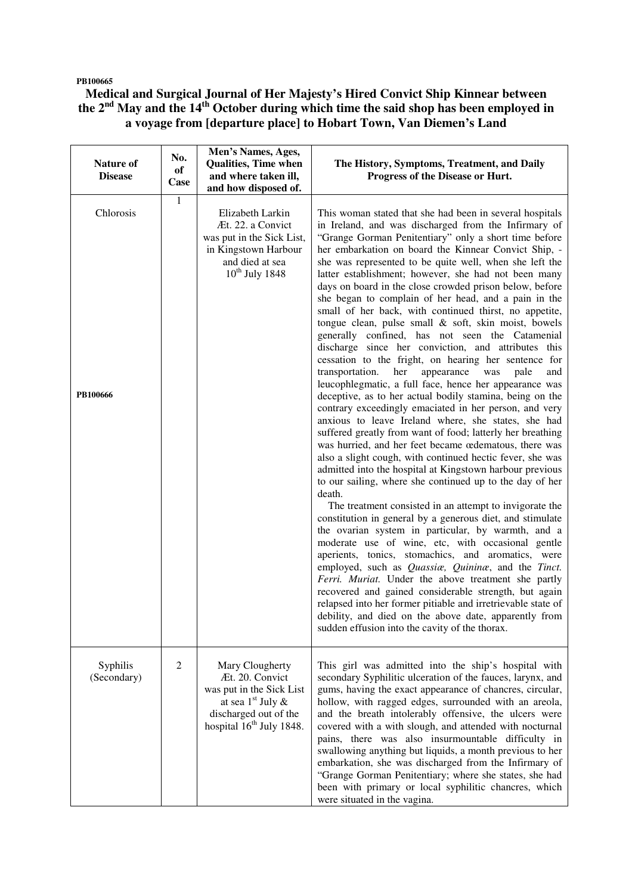PB100665

# Medical and Surgical Journal of Her Majesty's Hired Convict Ship Kinnear between the 2nd May and the 14th October during which time the said shop has been employed in a voyage from [departure place] to Hobart Town, Van Diemen's Land

| Nature of Disease | No. of Case | Men's Names, Ages, Qualities, Time when and where taken ill, and how disposed of. | The History, Symptoms, Treatment, and Daily Progress of the Disease or Hurt. |
|---|---|---|---|
| Chlorosis<br><br>PB100666 | 1 | Elizabeth Larkin Æt. 22. a Convict was put in the Sick List, in Kingstown Harbour and died at sea 10th July 1848 | This woman stated that she had been in several hospitals in Ireland, and was discharged from the Infirmary of "Grange Gorman Penitentiary" only a short time before her embarkation on board the Kinnear Convict Ship, - she was represented to be quite well, when she left the latter establishment; however, she had not been many days on board in the close crowded prison below, before she began to complain of her head, and a pain in the small of her back, with continued thirst, no appetite, tongue clean, pulse small & soft, skin moist, bowels generally confined, has not seen the Catamenial discharge since her conviction, and attributes this cessation to the fright, on hearing her sentence for transportation. her appearance was pale and leucophlegmatic, a full face, hence her appearance was deceptive, as to her actual bodily stamina, being on the contrary exceedingly emaciated in her person, and very anxious to leave Ireland where, she states, she had suffered greatly from want of food; latterly her breathing was hurried, and her feet became œdematous, there was also a slight cough, with continued hectic fever, she was admitted into the hospital at Kingstown harbour previous to our sailing, where she continued up to the day of her death.<br>The treatment consisted in an attempt to invigorate the constitution in general by a generous diet, and stimulate the ovarian system in particular, by warmth, and a moderate use of wine, etc, with occasional gentle aperients, tonics, stomachics, and aromatics, were employed, such as *Quassiæ, Quininæ*, and the *Tinct. Ferri. Muriat.* Under the above treatment she partly recovered and gained considerable strength, but again relapsed into her former pitiable and irretrievable state of debility, and died on the above date, apparently from sudden effusion into the cavity of the thorax. |
| Syphilis (Secondary) | 2 | Mary Clougherty Æt. 20. Convict was put in the Sick List at sea 1st July & discharged out of the hospital 16th July 1848. | This girl was admitted into the ship's hospital with secondary Syphilitic ulceration of the fauces, larynx, and gums, having the exact appearance of chancres, circular, hollow, with ragged edges, surrounded with an areola, and the breath intolerably offensive, the ulcers were covered with a with slough, and attended with nocturnal pains, there was also insurmountable difficulty in swallowing anything but liquids, a month previous to her embarkation, she was discharged from the Infirmary of "Grange Gorman Penitentiary; where she states, she had been with primary or local syphilitic chancres, which were situated in the vagina. |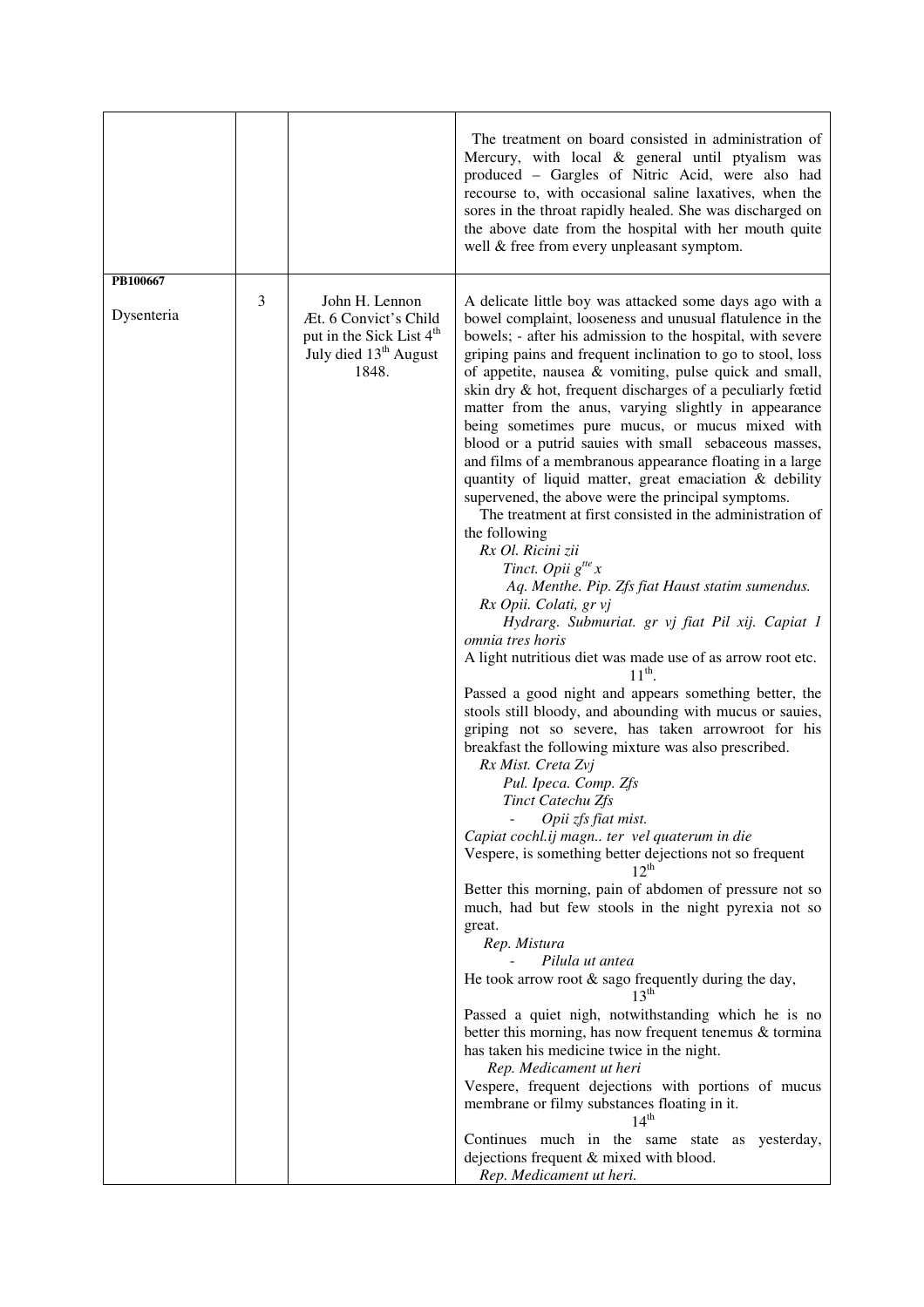| | | | |
|---|---|---|---|
| | | | The treatment on board consisted in administration of Mercury, with local & general until ptyalism was produced – Gargles of Nitric Acid, were also had recourse to, with occasional saline laxatives, when the sores in the throat rapidly healed. She was discharged on the above date from the hospital with her mouth quite well & free from every unpleasant symptom. |
| **PB100667**<br><br>Dysenteria | 3 | John H. Lennon<br>Æt. 6 Convict's Child put in the Sick List 4th July died 13th August 1848. | A delicate little boy was attacked some days ago with a bowel complaint, looseness and unusual flatulence in the bowels; - after his admission to the hospital, with severe griping pains and frequent inclination to go to stool, loss of appetite, nausea & vomiting, pulse quick and small, skin dry & hot, frequent discharges of a peculiarly fœtid matter from the anus, varying slightly in appearance being sometimes pure mucus, or mucus mixed with blood or a putrid sauies with small sebaceous masses, and films of a membranous appearance floating in a large quantity of liquid matter, great emaciation & debility supervened, the above were the principal symptoms.<br>The treatment at first consisted in the administration of the following<br>*Rx Ol. Ricini zii*<br>*Tinct. Opii gtte x*<br>*Aq. Menthe. Pip. Zfs fiat Haust statim sumendus.*<br>*Rx Opii. Colati, gr vj*<br>*Hydrarg. Submuriat. gr vj fiat Pil xij. Capiat 1 omnia tres horis*<br>A light nutritious diet was made use of as arrow root etc.<br>11th.<br>Passed a good night and appears something better, the stools still bloody, and abounding with mucus or sauies, griping not so severe, has taken arrowroot for his breakfast the following mixture was also prescribed.<br>*Rx Mist. Creta Zvj*<br>*Pul. Ipeca. Comp. Zfs*<br>*Tinct Catechu Zfs*<br>*- Opii zfs fiat mist.*<br>*Capiat cochl.ij magn.. ter vel quaterum in die*<br>Vespere, is something better dejections not so frequent<br>12th<br>Better this morning, pain of abdomen of pressure not so much, had but few stools in the night pyrexia not so great.<br>*Rep. Mistura*<br>*- Pilula ut antea*<br>He took arrow root & sago frequently during the day,<br>13th<br>Passed a quiet nigh, notwithstanding which he is no better this morning, has now frequent tenemus & tormina has taken his medicine twice in the night.<br>*Rep. Medicament ut heri*<br>Vespere, frequent dejections with portions of mucus membrane or filmy substances floating in it.<br>14th<br>Continues much in the same state as yesterday, dejections frequent & mixed with blood.<br>*Rep. Medicament ut heri.* |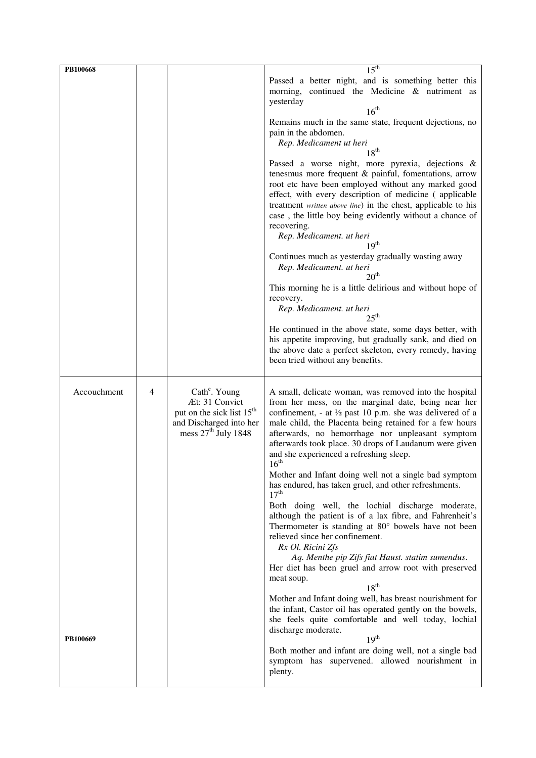| PB100668 | | | 15th<br>Passed a better night, and is something better this morning, continued the Medicine & nutriment as yesterday<br>16th<br>Remains much in the same state, frequent dejections, no pain in the abdomen.<br>*Rep. Medicament ut heri*<br>18th<br>Passed a worse night, more pyrexia, dejections & tenesmus more frequent & painful, fomentations, arrow root etc have been employed without any marked good effect, with every description of medicine ( applicable treatment *written above line*) in the chest, applicable to his case , the little boy being evidently without a chance of recovering.<br>*Rep. Medicament. ut heri*<br>19th<br>Continues much as yesterday gradually wasting away<br>*Rep. Medicament. ut heri*<br>20th<br>This morning he is a little delirious and without hope of recovery.<br>*Rep. Medicament. ut heri*<br>25th<br>He continued in the above state, some days better, with his appetite improving, but gradually sank, and died on the above date a perfect skeleton, every remedy, having been tried without any benefits. |
|---|---|---|---|
| Accouchment<br><br>PB100669 | 4 | Cathe. Young<br>Æt: 31 Convict<br>put on the sick list 15th and Discharged into her mess 27th July 1848 | A small, delicate woman, was removed into the hospital from her mess, on the marginal date, being near her confinement, - at ½ past 10 p.m. she was delivered of a male child, the Placenta being retained for a few hours afterwards, no hemorrhage nor unpleasant symptom afterwards took place. 30 drops of Laudanum were given and she experienced a refreshing sleep.<br>16th<br>Mother and Infant doing well not a single bad symptom has endured, has taken gruel, and other refreshments.<br>17th<br>Both doing well, the lochial discharge moderate, although the patient is of a lax fibre, and Fahrenheit's Thermometer is standing at 80° bowels have not been relieved since her confinement.<br>*Rx Ol. Ricini Zfs*<br>*Aq. Menthe pip Zifs fiat Haust. statim sumendus.*<br>Her diet has been gruel and arrow root with preserved meat soup.<br>18th<br>Mother and Infant doing well, has breast nourishment for the infant, Castor oil has operated gently on the bowels, she feels quite comfortable and well today, lochial discharge moderate.<br>19th<br>Both mother and infant are doing well, not a single bad symptom has supervened. allowed nourishment in plenty. |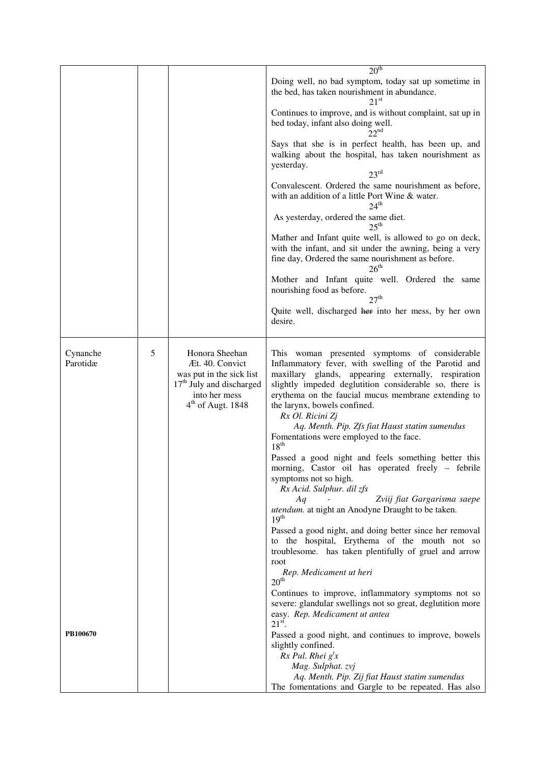| | | | |
|---|---|---|---|
| | | | 20th<br>Doing well, no bad symptom, today sat up sometime in the bed, has taken nourishment in abundance.<br>21st<br>Continues to improve, and is without complaint, sat up in bed today, infant also doing well.<br>22nd<br>Says that she is in perfect health, has been up, and walking about the hospital, has taken nourishment as yesterday.<br>23rd<br>Convalescent. Ordered the same nourishment as before, with an addition of a little Port Wine & water.<br>24th<br>As yesterday, ordered the same diet.<br>25th<br>Mather and Infant quite well, is allowed to go on deck, with the infant, and sit under the awning, being a very fine day, Ordered the same nourishment as before.<br>26th<br>Mother and Infant quite well. Ordered the same nourishing food as before.<br>27th<br>Quite well, discharged ~~her~~ into her mess, by her own desire. |
| Cynanche Parotidæ<br><br>**PB100670** | 5 | Honora Sheehan<br>Æt. 40. Convict<br>was put in the sick list 17th July and discharged into her mess 4th of Augt. 1848 | This woman presented symptoms of considerable Inflammatory fever, with swelling of the Parotid and maxillary glands, appearing externally, respiration slightly impeded deglutition considerable so, there is erythema on the faucial mucus membrane extending to the larynx, bowels confined.<br>*Rx Ol. Ricini Zj*<br>*Aq. Menth. Pip. Zfs fiat Haust statim sumendus*<br>Fomentations were employed to the face.<br>18th<br>Passed a good night and feels something better this morning, Castor oil has operated freely – febrile symptoms not so high.<br>*Rx Acid. Sulphur. dil zfs*<br>*Aq - Zviij fiat Gargarisma saepe utendum.* at night an Anodyne Draught to be taken.<br>19th<br>Passed a good night, and doing better since her removal to the hospital, Erythema of the mouth not so troublesome. has taken plentifully of gruel and arrow root<br>*Rep. Medicament ut heri*<br>20th<br>Continues to improve, inflammatory symptoms not so severe: glandular swellings not so great, deglutition more easy. *Rep. Medicament ut antea*<br>21st.<br>Passed a good night, and continues to improve, bowels slightly confined.<br>*Rx Pul. Rhei g^t x*<br>*Mag. Sulphat. zvj*<br>*Aq. Menth. Pip. Zij fiat Haust statim sumendus*<br>The fomentations and Gargle to be repeated. Has also |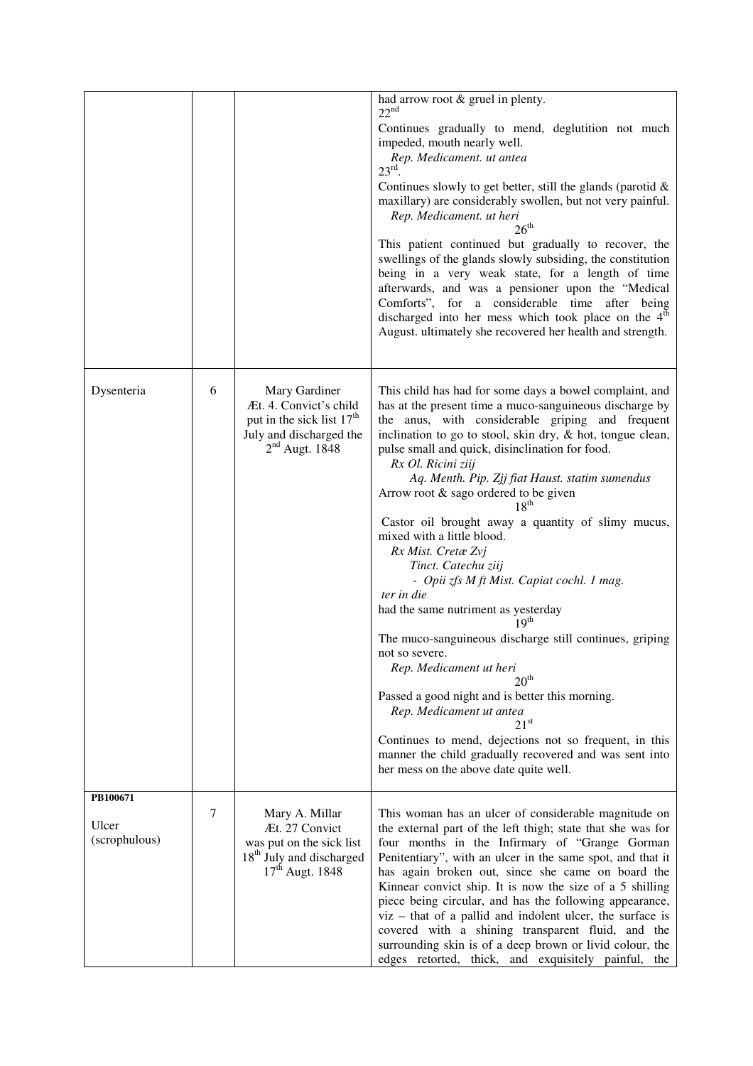| | | | |
|---|---|---|---|
| | | | had arrow root & gruel in plenty.<br>22[nd]<br>Continues gradually to mend, deglutition not much impeded, mouth nearly well.<br>*Rep. Medicament. ut antea*<br>23[rd].<br>Continues slowly to get better, still the glands (parotid & maxillary) are considerably swollen, but not very painful.<br>*Rep. Medicament. ut heri*<br>26[th]<br>This patient continued but gradually to recover, the swellings of the glands slowly subsiding, the constitution being in a very weak state, for a length of time afterwards, and was a pensioner upon the "Medical Comforts", for a considerable time after being discharged into her mess which took place on the 4[th] August. ultimately she recovered her health and strength. |
| Dysenteria | 6 | Mary Gardiner<br>Æt. 4. Convict's child put in the sick list 17[th] July and discharged the 2[nd] Augt. 1848 | This child has had for some days a bowel complaint, and has at the present time a muco-sanguineous discharge by the anus, with considerable griping and frequent inclination to go to stool, skin dry, & hot, tongue clean, pulse small and quick, disinclination for food.<br>*Rx Ol. Ricini ziij*<br>*Aq. Menth. Pip. Zjj fiat Haust. statim sumendus*<br>Arrow root & sago ordered to be given<br>18[th]<br>Castor oil brought away a quantity of slimy mucus, mixed with a little blood.<br>*Rx Mist. Cretæ Zvj*<br>*Tinct. Catechu ziij*<br>*- Opii zfs M ft Mist. Capiat cochl. 1 mag. ter in die*<br>had the same nutriment as yesterday<br>19[th]<br>The muco-sanguineous discharge still continues, griping not so severe.<br>*Rep. Medicament ut heri*<br>20[th]<br>Passed a good night and is better this morning.<br>*Rep. Medicament ut antea*<br>21[st]<br>Continues to mend, dejections not so frequent, in this manner the child gradually recovered and was sent into her mess on the above date quite well. |
| **PB100671**<br>Ulcer (scrophulous) | 7 | Mary A. Millar<br>Æt. 27 Convict was put on the sick list 18[th] July and discharged 17[th] Augt. 1848 | This woman has an ulcer of considerable magnitude on the external part of the left thigh; state that she was for four months in the Infirmary of "Grange Gorman Penitentiary", with an ulcer in the same spot, and that it has again broken out, since she came on board the Kinnear convict ship. It is now the size of a 5 shilling piece being circular, and has the following appearance, viz – that of a pallid and indolent ulcer, the surface is covered with a shining transparent fluid, and the surrounding skin is of a deep brown or livid colour, the edges retorted, thick, and exquisitely painful, the |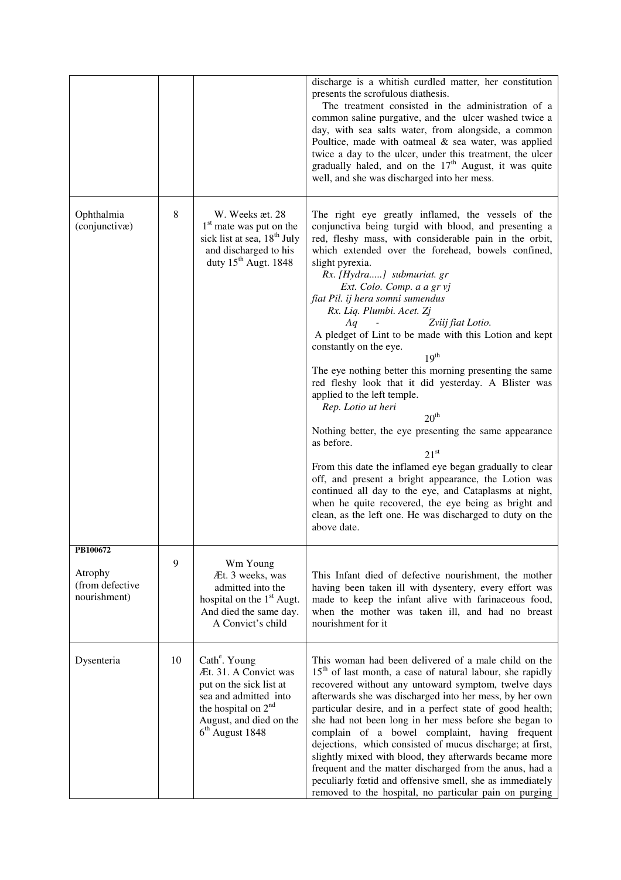| | | | |
|---|---|---|---|
| | | | discharge is a whitish curdled matter, her constitution presents the scrofulous diathesis.<br>The treatment consisted in the administration of a common saline purgative, and the ulcer washed twice a day, with sea salts water, from alongside, a common Poultice, made with oatmeal & sea water, was applied twice a day to the ulcer, under this treatment, the ulcer gradually haled, and on the 17th August, it was quite well, and she was discharged into her mess. |
| Ophthalmia (conjunctivæ) | 8 | W. Weeks æt. 28 1st mate was put on the sick list at sea, 18th July and discharged to his duty 15th Augt. 1848 | The right eye greatly inflamed, the vessels of the conjunctiva being turgid with blood, and presenting a red, fleshy mass, with considerable pain in the orbit, which extended over the forehead, bowels confined, slight pyrexia.<br>*Rx. [Hydra.....] submuriat. gr*<br>*Ext. Colo. Comp. a a gr vj*<br>*fiat Pil. ij hera somni sumendus*<br>*Rx. Liq. Plumbi. Acet. Zj*<br>*Aq - Zviij fiat Lotio.*<br>A pledget of Lint to be made with this Lotion and kept constantly on the eye.<br>19th<br>The eye nothing better this morning presenting the same red fleshy look that it did yesterday. A Blister was applied to the left temple.<br>*Rep. Lotio ut heri*<br>20th<br>Nothing better, the eye presenting the same appearance as before.<br>21st<br>From this date the inflamed eye began gradually to clear off, and present a bright appearance, the Lotion was continued all day to the eye, and Cataplasms at night, when he quite recovered, the eye being as bright and clean, as the left one. He was discharged to duty on the above date. |
| **PB100672**<br>Atrophy (from defective nourishment) | 9 | Wm Young Æt. 3 weeks, was admitted into the hospital on the 1st Augt. And died the same day. A Convict's child | This Infant died of defective nourishment, the mother having been taken ill with dysentery, every effort was made to keep the infant alive with farinaceous food, when the mother was taken ill, and had no breast nourishment for it |
| Dysenteria | 10 | Cathe. Young Æt. 31. A Convict was put on the sick list at sea and admitted into the hospital on 2nd August, and died on the 6th August 1848 | This woman had been delivered of a male child on the 15th of last month, a case of natural labour, she rapidly recovered without any untoward symptom, twelve days afterwards she was discharged into her mess, by her own particular desire, and in a perfect state of good health; she had not been long in her mess before she began to complain of a bowel complaint, having frequent dejections, which consisted of mucus discharge; at first, slightly mixed with blood, they afterwards became more frequent and the matter discharged from the anus, had a peculiarly fœtid and offensive smell, she as immediately removed to the hospital, no particular pain on purging |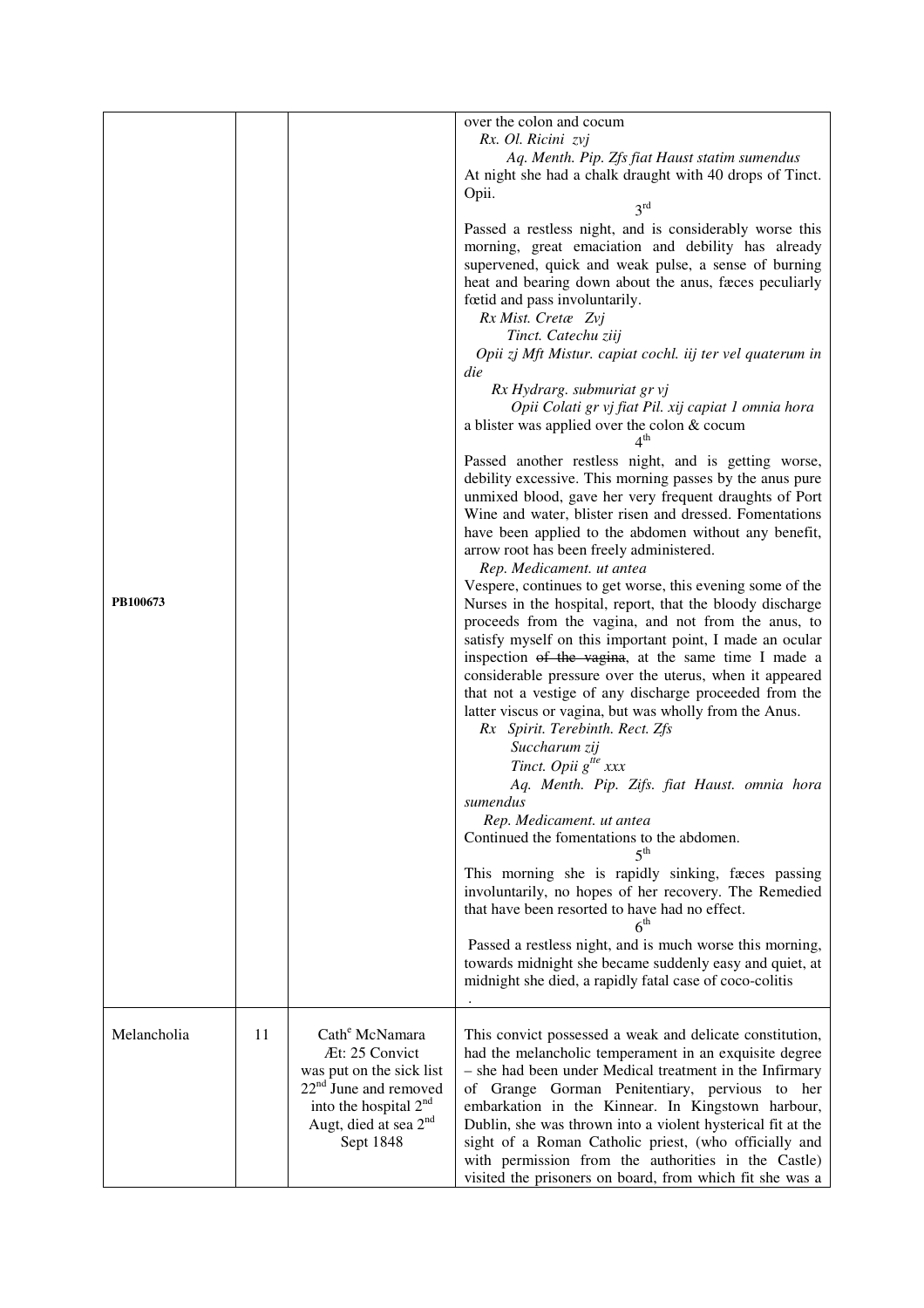| | | | |
|---|---|---|---|
| PB100673 | | | over the colon and cocum<br>*Rx. Ol. Ricini zvj*<br>*Aq. Menth. Pip. Zfs fiat Haust statim sumendus*<br>At night she had a chalk draught with 40 drops of Tinct. Opii.<br>3rd<br>Passed a restless night, and is considerably worse this morning, great emaciation and debility has already supervened, quick and weak pulse, a sense of burning heat and bearing down about the anus, fæces peculiarly fœtid and pass involuntarily.<br>*Rx Mist. Cretæ Zvj*<br>*Tinct. Catechu ziij*<br>*Opii zj Mft Mistur. capiat cochl. iij ter vel quaterum in die*<br>*Rx Hydrarg. submuriat gr vj*<br>*Opii Colati gr vj fiat Pil. xij capiat 1 omnia hora*<br>a blister was applied over the colon & cocum<br>4th<br>Passed another restless night, and is getting worse, debility excessive. This morning passes by the anus pure unmixed blood, gave her very frequent draughts of Port Wine and water, blister risen and dressed. Fomentations have been applied to the abdomen without any benefit, arrow root has been freely administered.<br>*Rep. Medicament. ut antea*<br>Vespere, continues to get worse, this evening some of the Nurses in the hospital, report, that the bloody discharge proceeds from the vagina, and not from the anus, to satisfy myself on this important point, I made an ocular inspection ~~of the vagina~~, at the same time I made a considerable pressure over the uterus, when it appeared that not a vestige of any discharge proceeded from the latter viscus or vagina, but was wholly from the Anus.<br>*Rx Spirit. Terebinth. Rect. Zfs*<br>*Succharum zij*<br>*Tinct. Opii gtte xxx*<br>*Aq. Menth. Pip. Zifs. fiat Haust. omnia hora sumendus*<br>*Rep. Medicament. ut antea*<br>Continued the fomentations to the abdomen.<br>5th<br>This morning she is rapidly sinking, fæces passing involuntarily, no hopes of her recovery. The Remedied that have been resorted to have had no effect.<br>6th<br>Passed a restless night, and is much worse this morning, towards midnight she became suddenly easy and quiet, at midnight she died, a rapidly fatal case of coco-colitis<br>. |
| Melancholia | 11 | Cathe McNamara<br>Æt: 25 Convict<br>was put on the sick list 22nd June and removed into the hospital 2nd Augt, died at sea 2nd Sept 1848 | This convict possessed a weak and delicate constitution, had the melancholic temperament in an exquisite degree – she had been under Medical treatment in the Infirmary of Grange Gorman Penitentiary, pervious to her embarkation in the Kinnear. In Kingstown harbour, Dublin, she was thrown into a violent hysterical fit at the sight of a Roman Catholic priest, (who officially and with permission from the authorities in the Castle) visited the prisoners on board, from which fit she was a |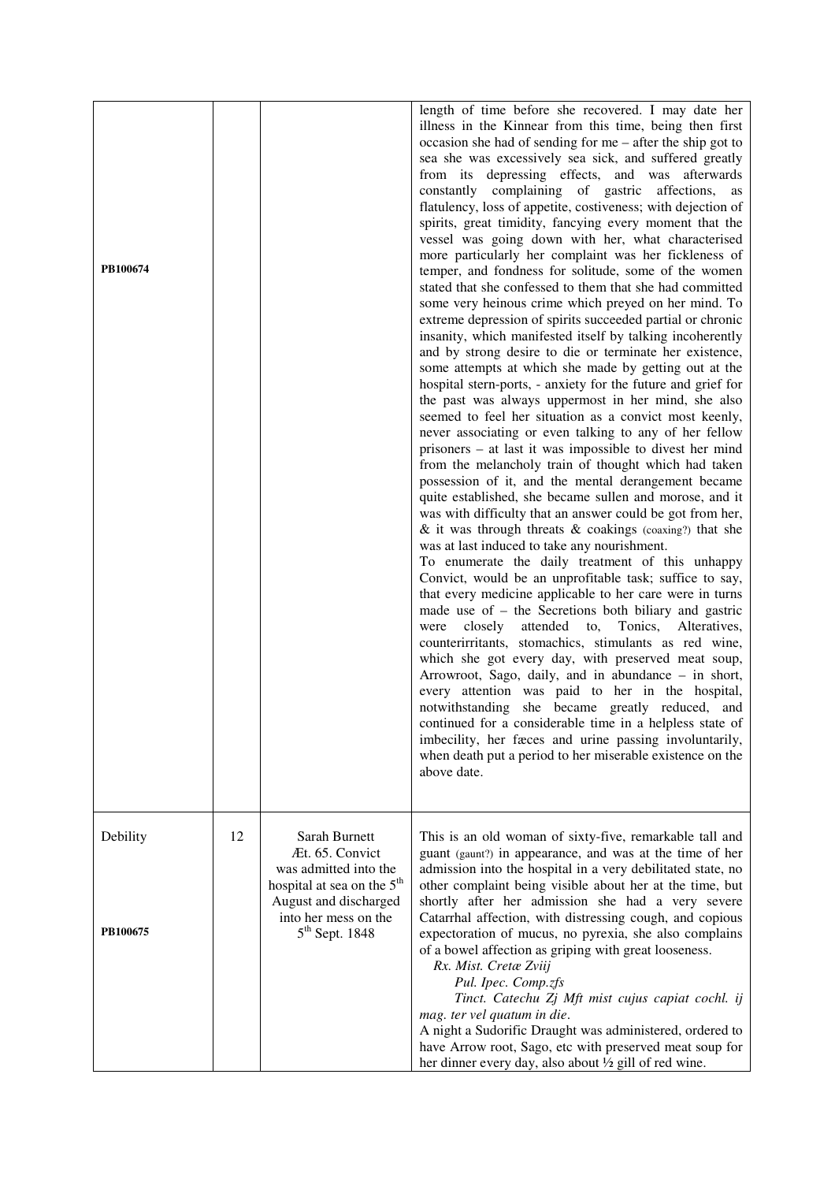| | | | |
|---|---|---|---|
| PB100674 | | | length of time before she recovered. I may date her illness in the Kinnear from this time, being then first occasion she had of sending for me – after the ship got to sea she was excessively sea sick, and suffered greatly from its depressing effects, and was afterwards constantly complaining of gastric affections, as flatulency, loss of appetite, costiveness; with dejection of spirits, great timidity, fancying every moment that the vessel was going down with her, what characterised more particularly her complaint was her fickleness of temper, and fondness for solitude, some of the women stated that she confessed to them that she had committed some very heinous crime which preyed on her mind. To extreme depression of spirits succeeded partial or chronic insanity, which manifested itself by talking incoherently and by strong desire to die or terminate her existence, some attempts at which she made by getting out at the hospital stern-ports, - anxiety for the future and grief for the past was always uppermost in her mind, she also seemed to feel her situation as a convict most keenly, never associating or even talking to any of her fellow prisoners – at last it was impossible to divest her mind from the melancholy train of thought which had taken possession of it, and the mental derangement became quite established, she became sullen and morose, and it was with difficulty that an answer could be got from her, & it was through threats & coakings (coaxing?) that she was at last induced to take any nourishment.<br>To enumerate the daily treatment of this unhappy Convict, would be an unprofitable task; suffice to say, that every medicine applicable to her care were in turns made use of – the Secretions both biliary and gastric were closely attended to, Tonics, Alteratives, counterirritants, stomachics, stimulants as red wine, which she got every day, with preserved meat soup, Arrowroot, Sago, daily, and in abundance – in short, every attention was paid to her in the hospital, notwithstanding she became greatly reduced, and continued for a considerable time in a helpless state of imbecility, her fæces and urine passing involuntarily, when death put a period to her miserable existence on the above date. |
| Debility<br><br>PB100675 | 12 | Sarah Burnett<br>Æt. 65. Convict<br>was admitted into the hospital at sea on the 5th August and discharged into her mess on the 5th Sept. 1848 | This is an old woman of sixty-five, remarkable tall and guant (gaunt?) in appearance, and was at the time of her admission into the hospital in a very debilitated state, no other complaint being visible about her at the time, but shortly after her admission she had a very severe Catarrhal affection, with distressing cough, and copious expectoration of mucus, no pyrexia, she also complains of a bowel affection as griping with great looseness.<br>*Rx. Mist. Cretæ Ʒviij*<br>*Pul. Ipec. Comp.ʒfs*<br>*Tinct. Catechu Ʒj Mft mist cujus capiat cochl. ij mag. ter vel quatum in die*.<br>A night a Sudorific Draught was administered, ordered to have Arrow root, Sago, etc with preserved meat soup for her dinner every day, also about ½ gill of red wine. |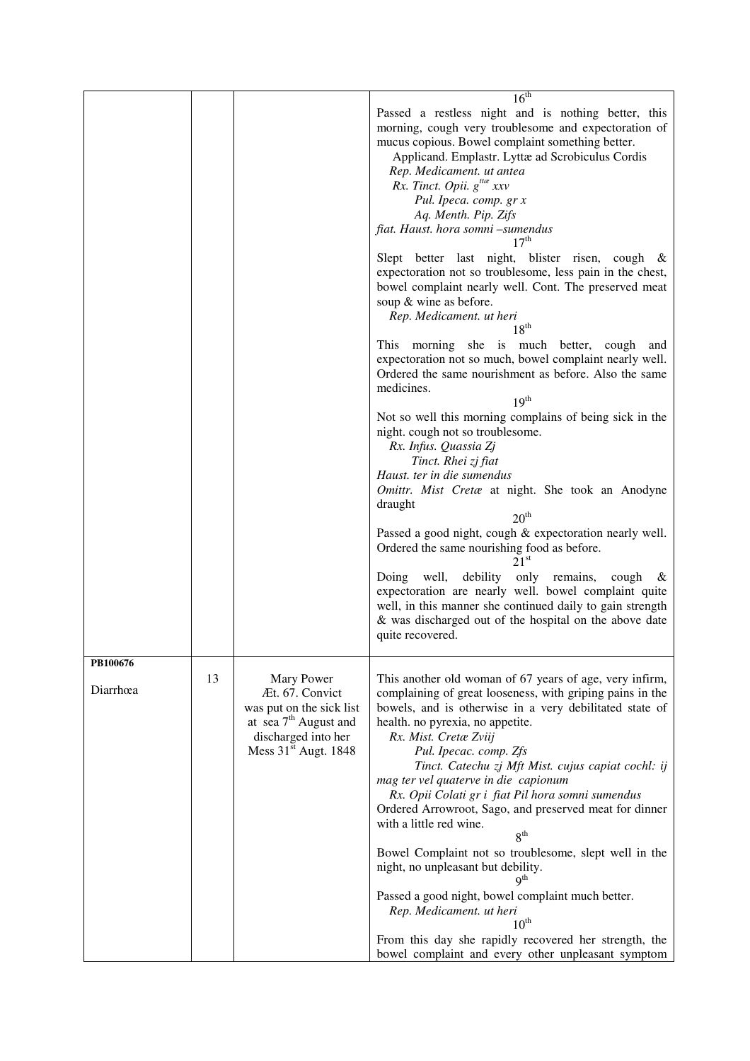| | | | |
|---|---|---|---|
| | | | 16th<br>Passed a restless night and is nothing better, this morning, cough very troublesome and expectoration of mucus copious. Bowel complaint something better.<br>Applicand. Emplastr. Lyttæ ad Scrobiculus Cordis<br>*Rep. Medicament. ut antea*<br>*Rx. Tinct. Opii. gttæ xxv*<br>*Pul. Ipeca. comp. gr x*<br>*Aq. Menth. Pip. Zifs*<br>*fiat. Haust. hora somni –sumendus*<br>17th<br>Slept better last night, blister risen, cough & expectoration not so troublesome, less pain in the chest, bowel complaint nearly well. Cont. The preserved meat soup & wine as before.<br>*Rep. Medicament. ut heri*<br>18th<br>This morning she is much better, cough and expectoration not so much, bowel complaint nearly well. Ordered the same nourishment as before. Also the same medicines.<br>19th<br>Not so well this morning complains of being sick in the night. cough not so troublesome.<br>*Rx. Infus. Quassia Zj*<br>*Tinct. Rhei zj fiat*<br>*Haust. ter in die sumendus*<br>*Omittr. Mist Cretæ* at night. She took an Anodyne draught<br>20th<br>Passed a good night, cough & expectoration nearly well. Ordered the same nourishing food as before.<br>21st<br>Doing well, debility only remains, cough & expectoration are nearly well. bowel complaint quite well, in this manner she continued daily to gain strength & was discharged out of the hospital on the above date quite recovered. |
| **PB100676**<br><br>Diarrhœa | 13 | Mary Power<br>Æt. 67. Convict<br>was put on the sick list at sea 7th August and discharged into her Mess 31st Augt. 1848 | This another old woman of 67 years of age, very infirm, complaining of great looseness, with griping pains in the bowels, and is otherwise in a very debilitated state of health. no pyrexia, no appetite.<br>*Rx. Mist. Cretæ Zviij*<br>*Pul. Ipecac. comp. Zfs*<br>*Tinct. Catechu zj Mft Mist. cujus capiat cochl: ij mag ter vel quaterve in die capionum*<br>*Rx. Opii Colati gr i fiat Pil hora somni sumendus*<br>Ordered Arrowroot, Sago, and preserved meat for dinner with a little red wine.<br>8th<br>Bowel Complaint not so troublesome, slept well in the night, no unpleasant but debility.<br>9th<br>Passed a good night, bowel complaint much better.<br>*Rep. Medicament. ut heri*<br>10th<br>From this day she rapidly recovered her strength, the bowel complaint and every other unpleasant symptom |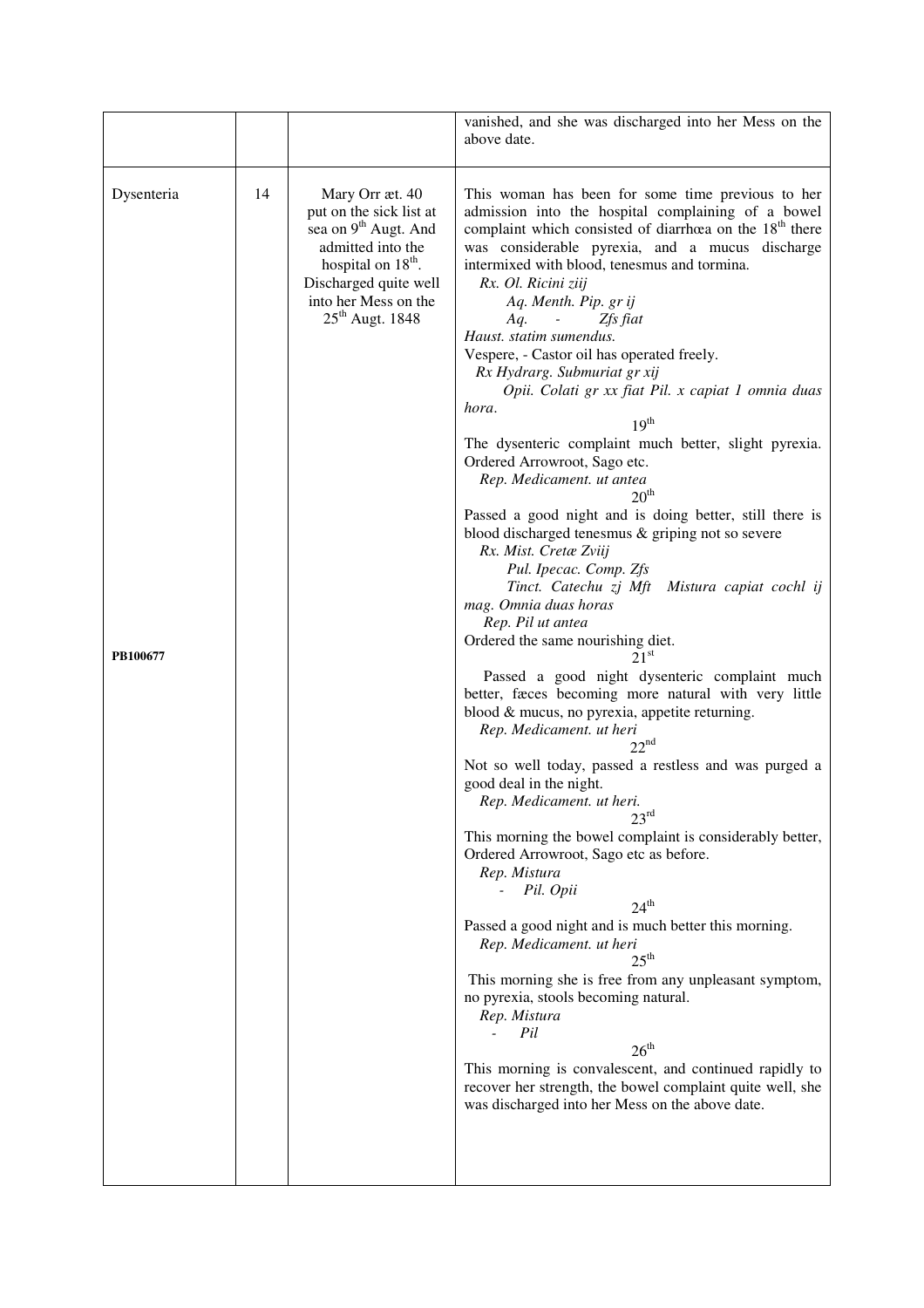| | | | |
|---|---|---|---|
| | | | vanished, and she was discharged into her Mess on the above date. |
| Dysenteria<br><br>**PB100677** | 14 | Mary Orr æt. 40 put on the sick list at sea on 9th Augt. And admitted into the hospital on 18th. Discharged quite well into her Mess on the 25th Augt. 1848 | This woman has been for some time previous to her admission into the hospital complaining of a bowel complaint which consisted of diarrhœa on the 18th there was considerable pyrexia, and a mucus discharge intermixed with blood, tenesmus and tormina.<br>*Rx. Ol. Ricini ziij*<br>*Aq. Menth. Pip. gr ij*<br>*Aq. - Zfs fiat*<br>*Haust. statim sumendus.*<br>Vespere, - Castor oil has operated freely.<br>*Rx Hydrarg. Submuriat gr xij*<br>*Opii. Colati gr xx fiat Pil. x capiat 1 omnia duas hora.*<br>19th<br>The dysenteric complaint much better, slight pyrexia. Ordered Arrowroot, Sago etc.<br>*Rep. Medicament. ut antea*<br>20th<br>Passed a good night and is doing better, still there is blood discharged tenesmus & griping not so severe<br>*Rx. Mist. Cretæ Zviij*<br>*Pul. Ipecac. Comp. Zfs*<br>*Tinct. Catechu zj Mft Mistura capiat cochl ij mag. Omnia duas horas*<br>*Rep. Pil ut antea*<br>Ordered the same nourishing diet.<br>21st<br>Passed a good night dysenteric complaint much better, fæces becoming more natural with very little blood & mucus, no pyrexia, appetite returning.<br>*Rep. Medicament. ut heri*<br>22nd<br>Not so well today, passed a restless and was purged a good deal in the night.<br>*Rep. Medicament. ut heri.*<br>23rd<br>This morning the bowel complaint is considerably better, Ordered Arrowroot, Sago etc as before.<br>*Rep. Mistura*<br>*- Pil. Opii*<br>24th<br>Passed a good night and is much better this morning.<br>*Rep. Medicament. ut heri*<br>25th<br>This morning she is free from any unpleasant symptom, no pyrexia, stools becoming natural.<br>*Rep. Mistura*<br>*- Pil*<br>26th<br>This morning is convalescent, and continued rapidly to recover her strength, the bowel complaint quite well, she was discharged into her Mess on the above date. |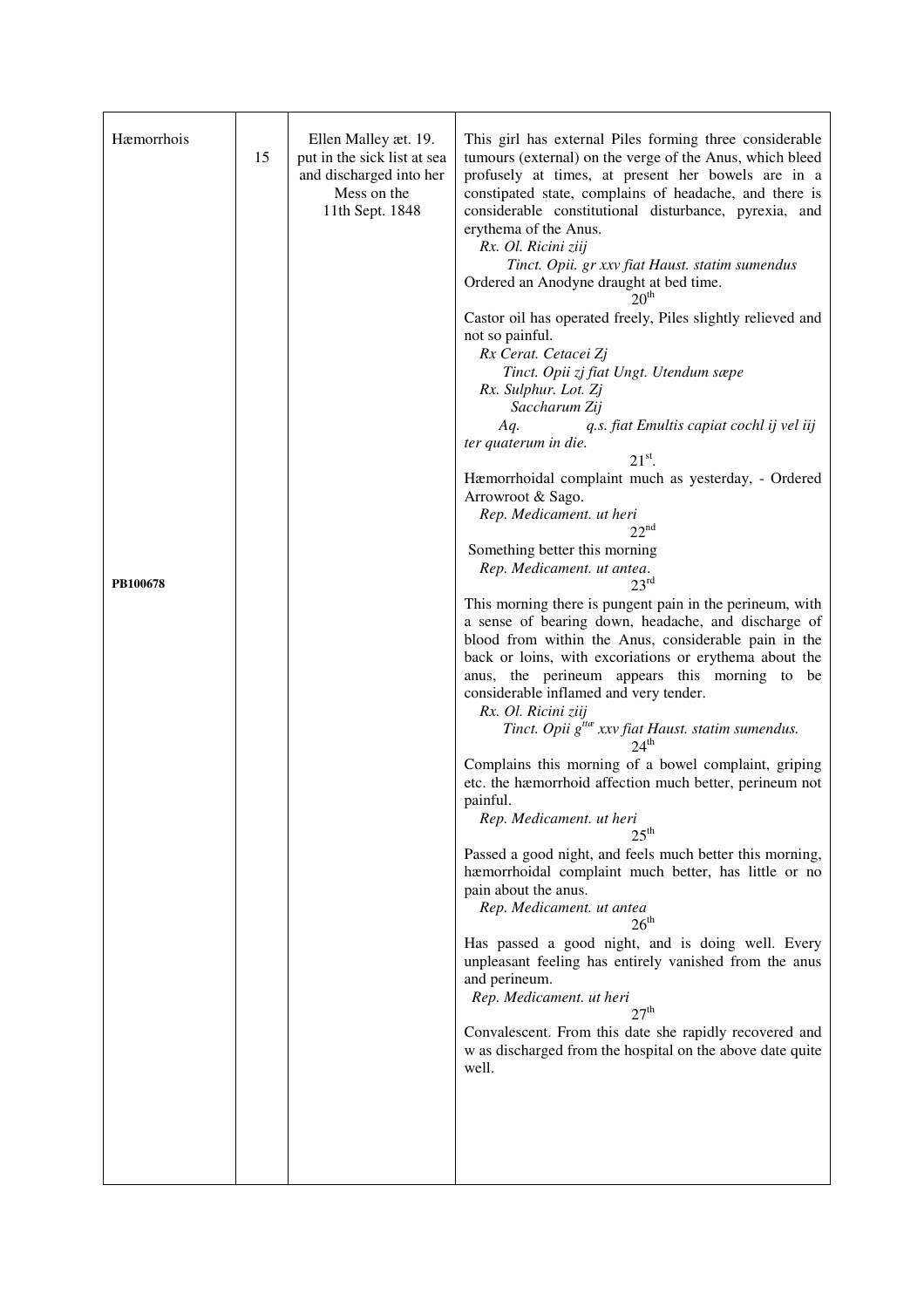| | | | |
|---|---|---|---|
| Hæmorrhois<br><br>**PB100678** | 15 | Ellen Malley æt. 19. put in the sick list at sea and discharged into her Mess on the 11th Sept. 1848 | This girl has external Piles forming three considerable tumours (external) on the verge of the Anus, which bleed profusely at times, at present her bowels are in a constipated state, complains of headache, and there is considerable constitutional disturbance, pyrexia, and erythema of the Anus.<br>*Rx. Ol. Ricini ℥iij*<br>*Tinct. Opii. gr xxv fiat Haust. statim sumendus*<br>Ordered an Anodyne draught at bed time.<br>20th<br>Castor oil has operated freely, Piles slightly relieved and not so painful.<br>*Rx Cerat. Cetacei ℥j*<br>*Tinct. Opii ʒj fiat Ungt. Utendum sæpe*<br>*Rx. Sulphur. Lot. ℥j*<br>*Saccharum ℥ij*<br>*Aq. q.s. fiat Emultis capiat cochl ij vel iij ter quaterum in die.*<br>21st.<br>Hæmorrhoidal complaint much as yesterday, - Ordered Arrowroot & Sago.<br>*Rep. Medicament. ut heri*<br>22nd<br>Something better this morning<br>*Rep. Medicament. ut antea.*<br>23rd<br>This morning there is pungent pain in the perineum, with a sense of bearing down, headache, and discharge of blood from within the Anus, considerable pain in the back or loins, with excoriations or erythema about the anus, the perineum appears this morning to be considerable inflamed and very tender.<br>*Rx. Ol. Ricini ℥iij*<br>*Tinct. Opii gttæ xxv fiat Haust. statim sumendus.*<br>24th<br>Complains this morning of a bowel complaint, griping etc. the hæmorrhoid affection much better, perineum not painful.<br>*Rep. Medicament. ut heri*<br>25th<br>Passed a good night, and feels much better this morning, hæmorrhoidal complaint much better, has little or no pain about the anus.<br>*Rep. Medicament. ut antea*<br>26th<br>Has passed a good night, and is doing well. Every unpleasant feeling has entirely vanished from the anus and perineum.<br>*Rep. Medicament. ut heri*<br>27th<br>Convalescent. From this date she rapidly recovered and w as discharged from the hospital on the above date quite well. |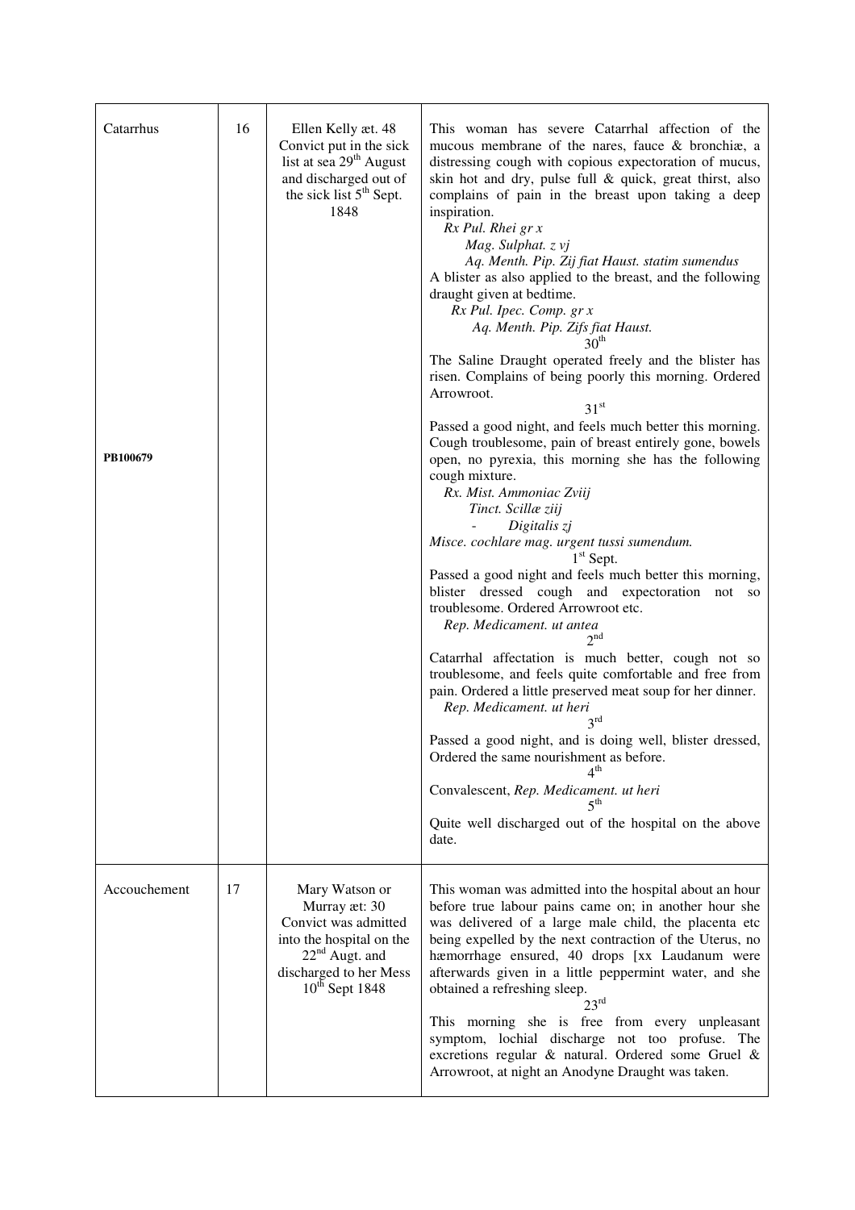| Catarrhus<br><br>**PB100679** | 16 | Ellen Kelly æt. 48 Convict put in the sick list at sea 29th August and discharged out of the sick list 5th Sept. 1848 | This woman has severe Catarrhal affection of the mucous membrane of the nares, fauce & bronchiæ, a distressing cough with copious expectoration of mucus, skin hot and dry, pulse full & quick, great thirst, also complains of pain in the breast upon taking a deep inspiration.<br>*Rx Pul. Rhei gr x*<br>*Mag. Sulphat. z vj*<br>*Aq. Menth. Pip. Zij fiat Haust. statim sumendus*<br>A blister as also applied to the breast, and the following draught given at bedtime.<br>*Rx Pul. Ipec. Comp. gr x*<br>*Aq. Menth. Pip. Zifs fiat Haust.*<br>30th<br>The Saline Draught operated freely and the blister has risen. Complains of being poorly this morning. Ordered Arrowroot.<br>31st<br>Passed a good night, and feels much better this morning. Cough troublesome, pain of breast entirely gone, bowels open, no pyrexia, this morning she has the following cough mixture.<br>*Rx. Mist. Ammoniac Zviij*<br>*Tinct. Scillæ ziij*<br>*- Digitalis zj*<br>*Misce. cochlare mag. urgent tussi sumendum.*<br>1st Sept.<br>Passed a good night and feels much better this morning, blister dressed cough and expectoration not so troublesome. Ordered Arrowroot etc.<br>*Rep. Medicament. ut antea*<br>2nd<br>Catarrhal affectation is much better, cough not so troublesome, and feels quite comfortable and free from pain. Ordered a little preserved meat soup for her dinner.<br>*Rep. Medicament. ut heri*<br>3rd<br>Passed a good night, and is doing well, blister dressed, Ordered the same nourishment as before.<br>4th<br>Convalescent, *Rep. Medicament. ut heri*<br>5th<br>Quite well discharged out of the hospital on the above date. |
|---|---|---|---|
| Accouchement | 17 | Mary Watson or Murray æt: 30 Convict was admitted into the hospital on the 22nd Augt. and discharged to her Mess 10th Sept 1848 | This woman was admitted into the hospital about an hour before true labour pains came on; in another hour she was delivered of a large male child, the placenta etc being expelled by the next contraction of the Uterus, no hæmorrhage ensured, 40 drops [xx Laudanum were afterwards given in a little peppermint water, and she obtained a refreshing sleep.<br>23rd<br>This morning she is free from every unpleasant symptom, lochial discharge not too profuse. The excretions regular & natural. Ordered some Gruel & Arrowroot, at night an Anodyne Draught was taken. |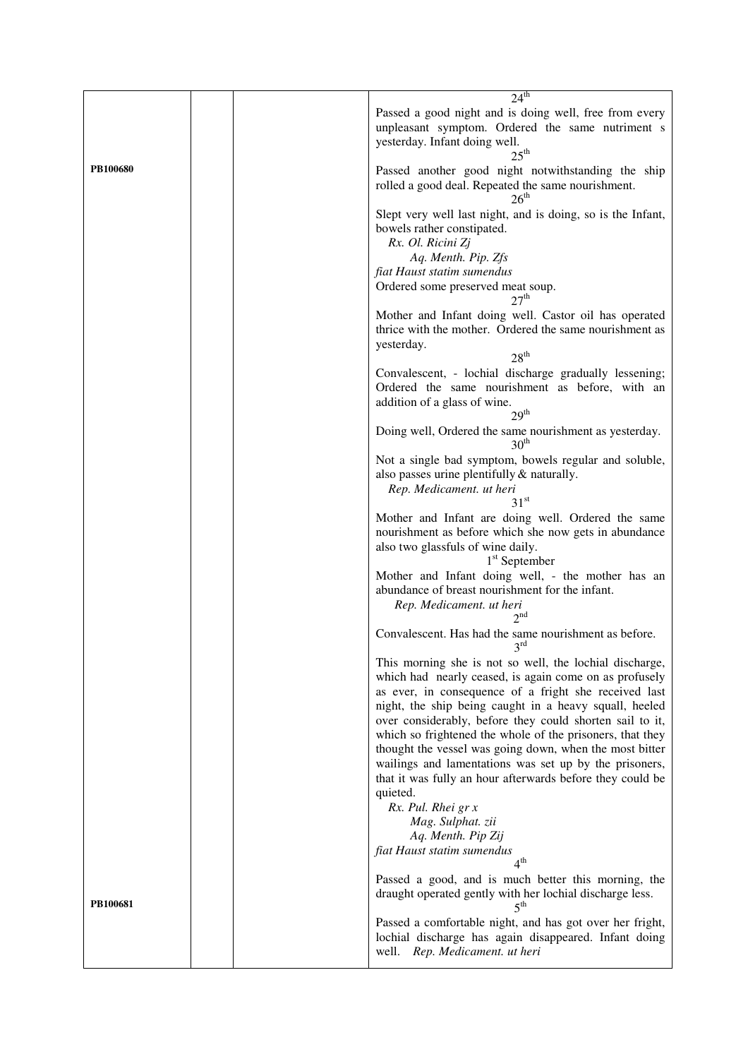| | | | |
|---|---|---|---|
| PB100680 | | | 24th<br>Passed a good night and is doing well, free from every unpleasant symptom. Ordered the same nutriment s yesterday. Infant doing well.<br>25th<br>Passed another good night notwithstanding the ship rolled a good deal. Repeated the same nourishment.<br>26th<br>Slept very well last night, and is doing, so is the Infant, bowels rather constipated.<br>*Rx. Ol. Ricini Zj*<br>*Aq. Menth. Pip. Zfs*<br>*fiat Haust statim sumendus*<br>Ordered some preserved meat soup.<br>27th<br>Mother and Infant doing well. Castor oil has operated thrice with the mother. Ordered the same nourishment as yesterday.<br>28th<br>Convalescent, - lochial discharge gradually lessening; Ordered the same nourishment as before, with an addition of a glass of wine.<br>29th<br>Doing well, Ordered the same nourishment as yesterday.<br>30th<br>Not a single bad symptom, bowels regular and soluble, also passes urine plentifully & naturally.<br>*Rep. Medicament. ut heri*<br>31st<br>Mother and Infant are doing well. Ordered the same nourishment as before which she now gets in abundance also two glassfuls of wine daily.<br>1st September<br>Mother and Infant doing well, - the mother has an abundance of breast nourishment for the infant.<br>*Rep. Medicament. ut heri*<br>2nd<br>Convalescent. Has had the same nourishment as before.<br>3rd<br>This morning she is not so well, the lochial discharge, which had nearly ceased, is again come on as profusely as ever, in consequence of a fright she received last night, the ship being caught in a heavy squall, heeled over considerably, before they could shorten sail to it, which so frightened the whole of the prisoners, that they thought the vessel was going down, when the most bitter wailings and lamentations was set up by the prisoners, that it was fully an hour afterwards before they could be quieted.<br>*Rx. Pul. Rhei gr x*<br>*Mag. Sulphat. zii*<br>*Aq. Menth. Pip Zij*<br>*fiat Haust statim sumendus* |
| PB100681 | | | 4th<br>Passed a good, and is much better this morning, the draught operated gently with her lochial discharge less.<br>5th<br>Passed a comfortable night, and has got over her fright, lochial discharge has again disappeared. Infant doing well. *Rep. Medicament. ut heri* |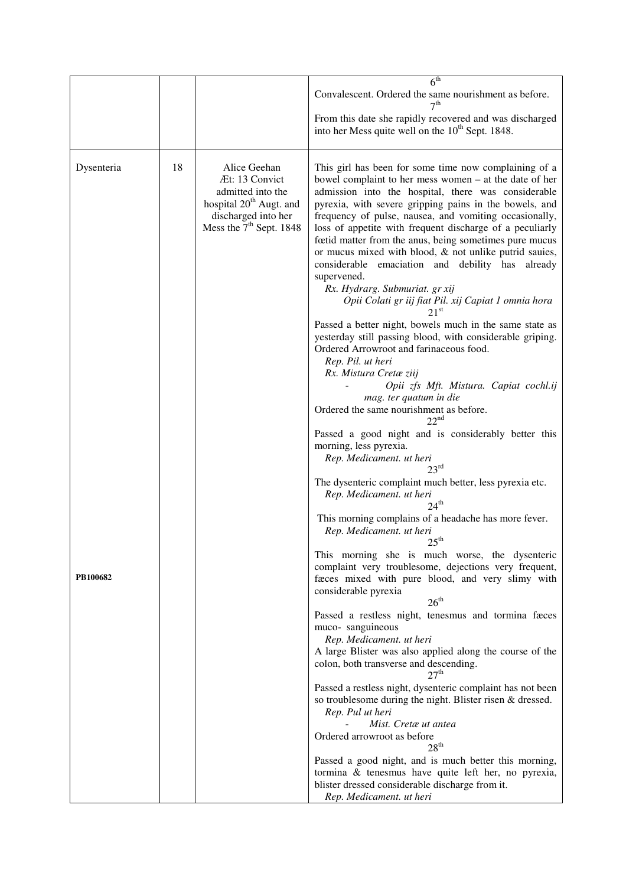| | | | |
|---|---|---|---|
| | | | 6th<br>Convalescent. Ordered the same nourishment as before.<br>7th<br>From this date she rapidly recovered and was discharged into her Mess quite well on the 10th Sept. 1848. |
| Dysenteria<br><br><br><br><br><br><br><br><br><br><br><br><br><br><br><br><br><br><br><br>**PB100682** | 18 | Alice Geehan<br>Æt: 13 Convict<br>admitted into the hospital 20th Augt. and discharged into her Mess the 7th Sept. 1848 | This girl has been for some time now complaining of a bowel complaint to her mess women – at the date of her admission into the hospital, there was considerable pyrexia, with severe gripping pains in the bowels, and frequency of pulse, nausea, and vomiting occasionally, loss of appetite with frequent discharge of a peculiarly fœtid matter from the anus, being sometimes pure mucus or mucus mixed with blood, & not unlike putrid sauies, considerable emaciation and debility has already supervened.<br>*Rx. Hydrarg. Submuriat. gr xij*<br>*Opii Colati gr iij fiat Pil. xij Capiat 1 omnia hora*<br>21st<br>Passed a better night, bowels much in the same state as yesterday still passing blood, with considerable griping. Ordered Arrowroot and farinaceous food.<br>*Rep. Pil. ut heri*<br>*Rx. Mistura Cretæ ziij*<br>*- Opii zfs Mft. Mistura. Capiat cochl.ij mag. ter quatum in die*<br>Ordered the same nourishment as before.<br>22nd<br>Passed a good night and is considerably better this morning, less pyrexia.<br>*Rep. Medicament. ut heri*<br>23rd<br>The dysenteric complaint much better, less pyrexia etc.<br>*Rep. Medicament. ut heri*<br>24th<br>This morning complains of a headache has more fever.<br>*Rep. Medicament. ut heri*<br>25th<br>This morning she is much worse, the dysenteric complaint very troublesome, dejections very frequent, fæces mixed with pure blood, and very slimy with considerable pyrexia<br>26th<br>Passed a restless night, tenesmus and tormina fæces muco- sanguineous<br>*Rep. Medicament. ut heri*<br>A large Blister was also applied along the course of the colon, both transverse and descending.<br>27th<br>Passed a restless night, dysenteric complaint has not been so troublesome during the night. Blister risen & dressed.<br>*Rep. Pul ut heri*<br>*- Mist. Cretæ ut antea*<br>Ordered arrowroot as before<br>28th<br>Passed a good night, and is much better this morning, tormina & tenesmus have quite left her, no pyrexia, blister dressed considerable discharge from it.<br>*Rep. Medicament. ut heri* |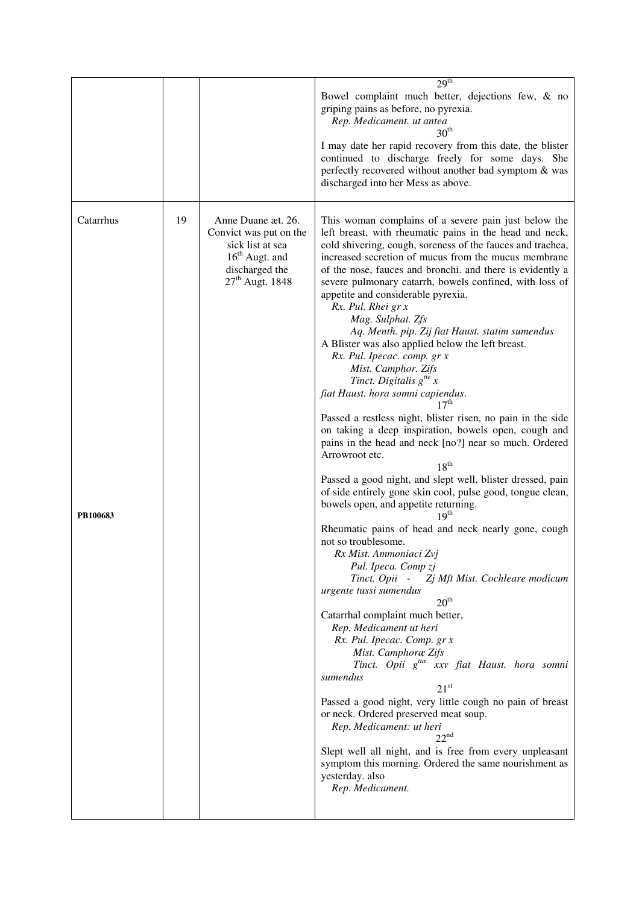| | | | |
|---|---|---|---|
| | | | 29th<br>Bowel complaint much better, dejections few, & no griping pains as before, no pyrexia.<br>*Rep. Medicament. ut antea*<br>30th<br>I may date her rapid recovery from this date, the blister continued to discharge freely for some days. She perfectly recovered without another bad symptom & was discharged into her Mess as above. |
| Catarrhus<br><br>**PB100683** | 19 | Anne Duane æt. 26. Convict was put on the sick list at sea 16th Augt. and discharged the 27th Augt. 1848 | This woman complains of a severe pain just below the left breast, with rheumatic pains in the head and neck, cold shivering, cough, soreness of the fauces and trachea, increased secretion of mucus from the mucus membrane of the nose, fauces and bronchi. and there is evidently a severe pulmonary catarrh, bowels confined, with loss of appetite and considerable pyrexia.<br>*Rx. Pul. Rhei gr x*<br>*Mag. Sulphat. Zfs*<br>*Aq. Menth. pip. Zij fiat Haust. statim sumendus*<br>A Blister was also applied below the left breast.<br>*Rx. Pul. Ipecac. comp. gr x*<br>*Mist. Camphor. Zifs*<br>*Tinct. Digitalis gtte x*<br>*fiat Haust. hora somni capiendus.*<br>17th<br>Passed a restless night, blister risen, no pain in the side on taking a deep inspiration, bowels open, cough and pains in the head and neck [no?] near so much. Ordered Arrowroot etc.<br>18th<br>Passed a good night, and slept well, blister dressed, pain of side entirely gone skin cool, pulse good, tongue clean, bowels open, and appetite returning.<br>19th<br>Rheumatic pains of head and neck nearly gone, cough not so troublesome.<br>*Rx Mist. Ammoniaci Zvj*<br>*Pul. Ipeca. Comp zj*<br>*Tinct. Opii - Zj Mft Mist. Cochleare modicum urgente tussi sumendus*<br>20th<br>Catarrhal complaint much better,<br>*Rep. Medicament ut heri*<br>*Rx. Pul. Ipecac. Comp. gr x*<br>*Mist. Camphoræ Zifs*<br>*Tinct. Opii gttæ xxv fiat Haust. hora somni sumendus*<br>21st<br>Passed a good night, very little cough no pain of breast or neck. Ordered preserved meat soup.<br>*Rep. Medicament: ut heri*<br>22nd<br>Slept well all night, and is free from every unpleasant symptom this morning. Ordered the same nourishment as yesterday. also<br>*Rep. Medicament.* |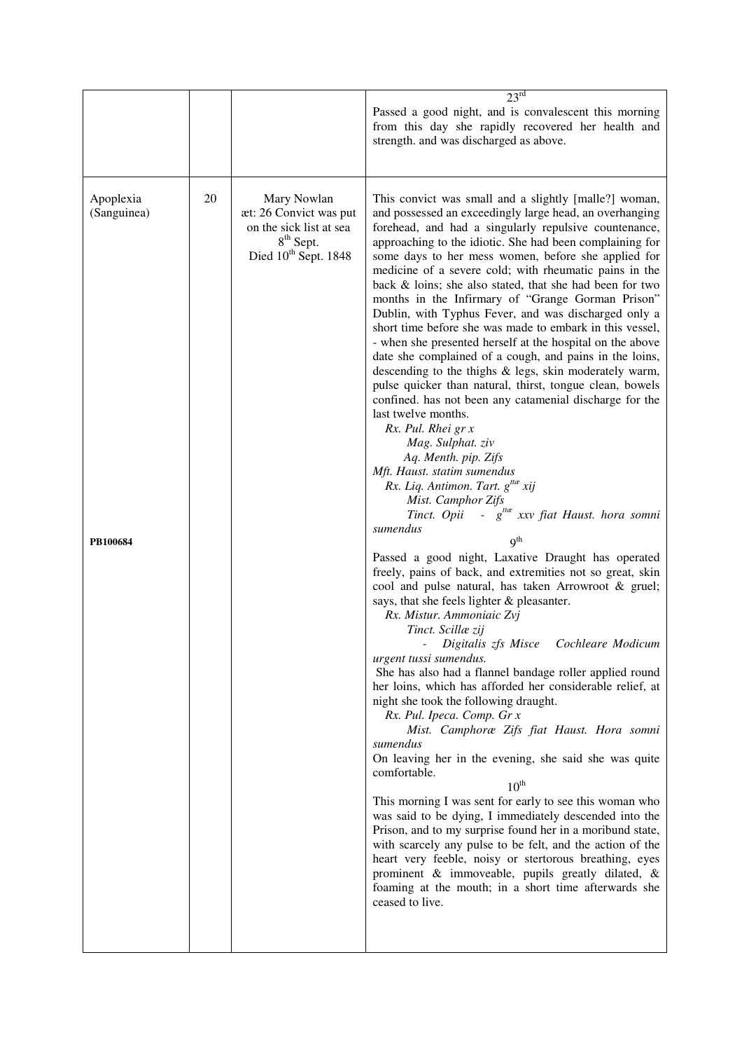| | | | |
|---|---|---|---|
| | | | 23rd<br>Passed a good night, and is convalescent this morning from this day she rapidly recovered her health and strength. and was discharged as above. |
| Apoplexia (Sanguinea)<br><br><br><br><br><br><br><br><br><br><br><br><br><br><br>**PB100684** | 20 | Mary Nowlan<br>æt: 26 Convict was put on the sick list at sea 8th Sept.<br>Died 10th Sept. 1848 | This convict was small and a slightly [malle?] woman, and possessed an exceedingly large head, an overhanging forehead, and had a singularly repulsive countenance, approaching to the idiotic. She had been complaining for some days to her mess women, before she applied for medicine of a severe cold; with rheumatic pains in the back & loins; she also stated, that she had been for two months in the Infirmary of "Grange Gorman Prison" Dublin, with Typhus Fever, and was discharged only a short time before she was made to embark in this vessel, - when she presented herself at the hospital on the above date she complained of a cough, and pains in the loins, descending to the thighs & legs, skin moderately warm, pulse quicker than natural, thirst, tongue clean, bowels confined. has not been any catamenial discharge for the last twelve months.<br>*Rx. Pul. Rhei gr x*<br>*Mag. Sulphat. ℥iv*<br>*Aq. Menth. pip. ℥ifs*<br>*Mft. Haust. statim sumendus*<br>*Rx. Liq. Antimon. Tart. gttæ xij*<br>*Mist. Camphor ℥ifs*<br>*Tinct. Opii - gttæ xxv fiat Haust. hora somni sumendus*<br>9th<br>Passed a good night, Laxative Draught has operated freely, pains of back, and extremities not so great, skin cool and pulse natural, has taken Arrowroot & gruel; says, that she feels lighter & pleasanter.<br>*Rx. Mistur. Ammoniaic ℥vj*<br>*Tinct. Scillæ ʒij*<br>*- Digitalis ʒfs Misce Cochleare Modicum urgent tussi sumendus.*<br>She has also had a flannel bandage roller applied round her loins, which has afforded her considerable relief, at night she took the following draught.<br>*Rx. Pul. Ipeca. Comp. Gr x*<br>*Mist. Camphoræ ℥ifs fiat Haust. Hora somni sumendus*<br>On leaving her in the evening, she said she was quite comfortable.<br>10th<br>This morning I was sent for early to see this woman who was said to be dying, I immediately descended into the Prison, and to my surprise found her in a moribund state, with scarcely any pulse to be felt, and the action of the heart very feeble, noisy or stertorous breathing, eyes prominent & immoveable, pupils greatly dilated, & foaming at the mouth; in a short time afterwards she ceased to live. |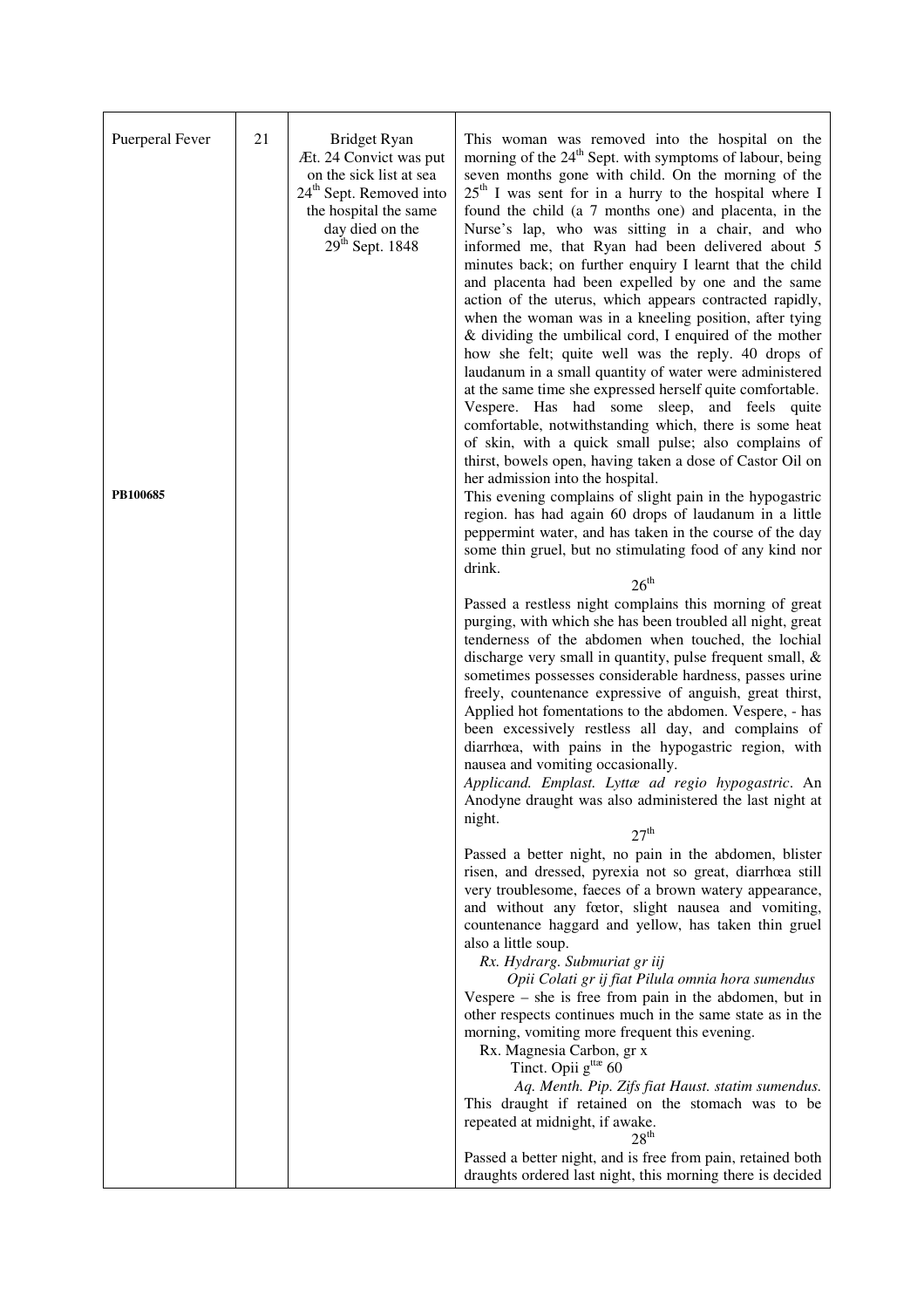| | | | |
|---|---|---|---|
| Puerperal Fever<br><br><br><br><br><br><br><br><br><br><br><br><br><br>**PB100685** | 21 | Bridget Ryan<br>Æt. 24 Convict was put on the sick list at sea 24th Sept. Removed into the hospital the same day died on the 29th Sept. 1848 | This woman was removed into the hospital on the morning of the 24th Sept. with symptoms of labour, being seven months gone with child. On the morning of the 25th I was sent for in a hurry to the hospital where I found the child (a 7 months one) and placenta, in the Nurse's lap, who was sitting in a chair, and who informed me, that Ryan had been delivered about 5 minutes back; on further enquiry I learnt that the child and placenta had been expelled by one and the same action of the uterus, which appears contracted rapidly, when the woman was in a kneeling position, after tying & dividing the umbilical cord, I enquired of the mother how she felt; quite well was the reply. 40 drops of laudanum in a small quantity of water were administered at the same time she expressed herself quite comfortable. Vespere. Has had some sleep, and feels quite comfortable, notwithstanding which, there is some heat of skin, with a quick small pulse; also complains of thirst, bowels open, having taken a dose of Castor Oil on her admission into the hospital.<br>This evening complains of slight pain in the hypogastric region. has had again 60 drops of laudanum in a little peppermint water, and has taken in the course of the day some thin gruel, but no stimulating food of any kind nor drink.<br>26th<br>Passed a restless night complains this morning of great purging, with which she has been troubled all night, great tenderness of the abdomen when touched, the lochial discharge very small in quantity, pulse frequent small, & sometimes possesses considerable hardness, passes urine freely, countenance expressive of anguish, great thirst, Applied hot fomentations to the abdomen. Vespere, - has been excessively restless all day, and complains of diarrhœa, with pains in the hypogastric region, with nausea and vomiting occasionally.<br>*Applicand. Emplast. Lyttæ ad regio hypogastric*. An Anodyne draught was also administered the last night at night.<br>27th<br>Passed a better night, no pain in the abdomen, blister risen, and dressed, pyrexia not so great, diarrhœa still very troublesome, faeces of a brown watery appearance, and without any fœtor, slight nausea and vomiting, countenance haggard and yellow, has taken thin gruel also a little soup.<br>*Rx. Hydrarg. Submuriat gr iij*<br>*Opii Colati gr ij fiat Pilula omnia hora sumendus*<br>Vespere – she is free from pain in the abdomen, but in other respects continues much in the same state as in the morning, vomiting more frequent this evening.<br>Rx. Magnesia Carbon, gr x<br>Tinct. Opii gttæ 60<br>*Aq. Menth. Pip. Zifs fiat Haust. statim sumendus.*<br>This draught if retained on the stomach was to be repeated at midnight, if awake.<br>28th<br>Passed a better night, and is free from pain, retained both draughts ordered last night, this morning there is decided |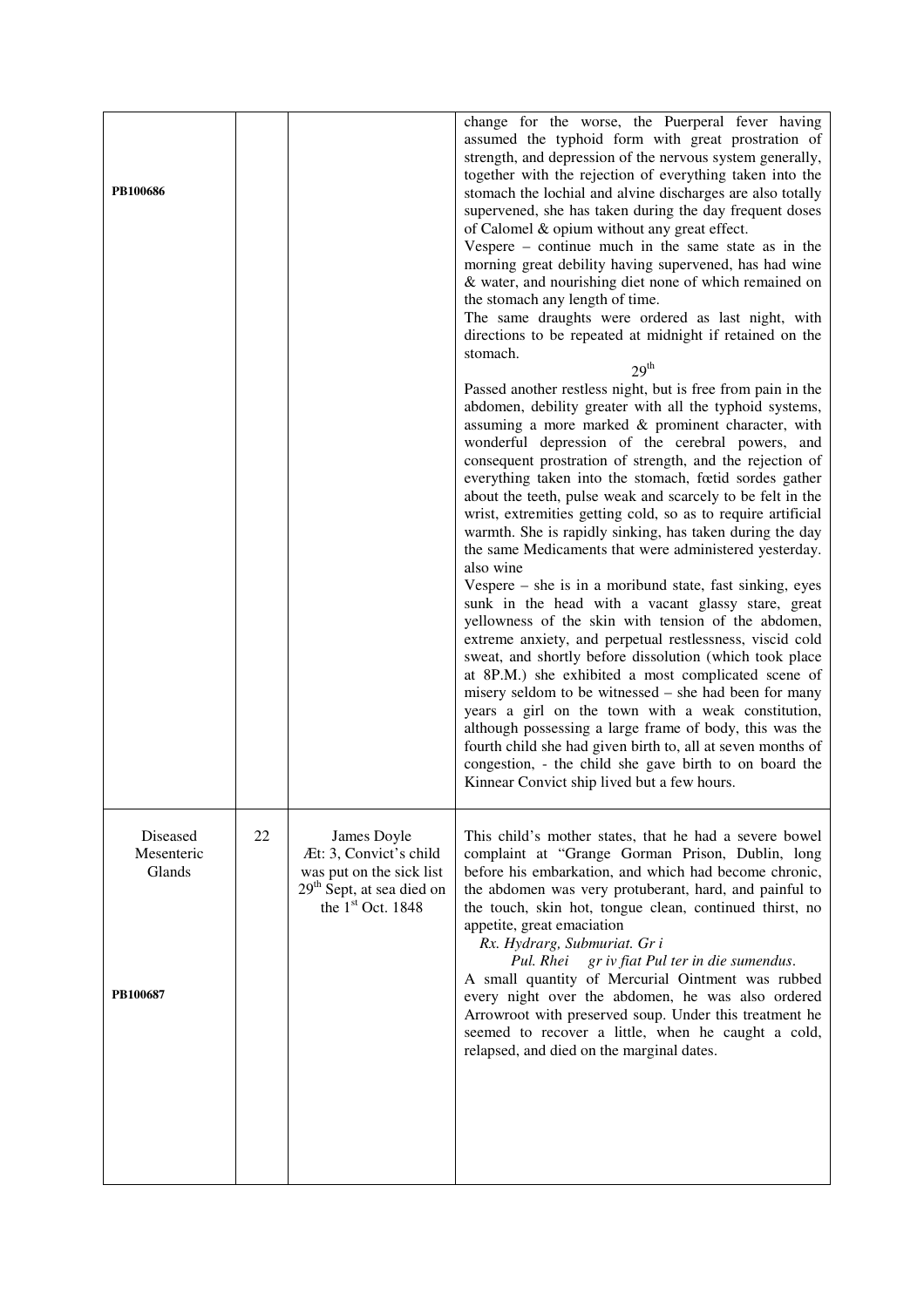| | | | |
|---|---|---|---|
| PB100686 | | | change for the worse, the Puerperal fever having assumed the typhoid form with great prostration of strength, and depression of the nervous system generally, together with the rejection of everything taken into the stomach the lochial and alvine discharges are also totally supervened, she has taken during the day frequent doses of Calomel & opium without any great effect.<br>Vespere – continue much in the same state as in the morning great debility having supervened, has had wine & water, and nourishing diet none of which remained on the stomach any length of time.<br>The same draughts were ordered as last night, with directions to be repeated at midnight if retained on the stomach.<br>29th<br>Passed another restless night, but is free from pain in the abdomen, debility greater with all the typhoid systems, assuming a more marked & prominent character, with wonderful depression of the cerebral powers, and consequent prostration of strength, and the rejection of everything taken into the stomach, fœtid sordes gather about the teeth, pulse weak and scarcely to be felt in the wrist, extremities getting cold, so as to require artificial warmth. She is rapidly sinking, has taken during the day the same Medicaments that were administered yesterday. also wine<br>Vespere – she is in a moribund state, fast sinking, eyes sunk in the head with a vacant glassy stare, great yellowness of the skin with tension of the abdomen, extreme anxiety, and perpetual restlessness, viscid cold sweat, and shortly before dissolution (which took place at 8P.M.) she exhibited a most complicated scene of misery seldom to be witnessed – she had been for many years a girl on the town with a weak constitution, although possessing a large frame of body, this was the fourth child she had given birth to, all at seven months of congestion, - the child she gave birth to on board the Kinnear Convict ship lived but a few hours. |
| Diseased Mesenteric Glands<br><br>PB100687 | 22 | James Doyle<br>Æt: 3, Convict's child was put on the sick list 29th Sept, at sea died on the 1st Oct. 1848 | This child's mother states, that he had a severe bowel complaint at "Grange Gorman Prison, Dublin, long before his embarkation, and which had become chronic, the abdomen was very protuberant, hard, and painful to the touch, skin hot, tongue clean, continued thirst, no appetite, great emaciation<br>*Rx. Hydrarg, Submuriat. Gr i*<br>*Pul. Rhei gr iv fiat Pul ter in die sumendus*.<br>A small quantity of Mercurial Ointment was rubbed every night over the abdomen, he was also ordered Arrowroot with preserved soup. Under this treatment he seemed to recover a little, when he caught a cold, relapsed, and died on the marginal dates. |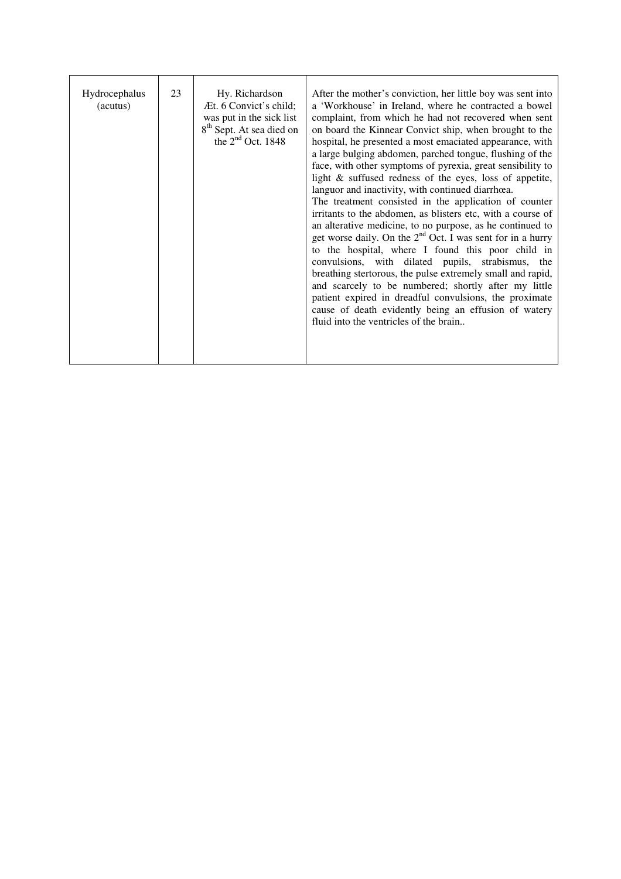| | | | |
|---|---|---|---|
| Hydrocephalus (acutus) | 23 | Hy. Richardson Æt. 6 Convict's child; was put in the sick list 8th Sept. At sea died on the 2nd Oct. 1848 | After the mother's conviction, her little boy was sent into a 'Workhouse' in Ireland, where he contracted a bowel complaint, from which he had not recovered when sent on board the Kinnear Convict ship, when brought to the hospital, he presented a most emaciated appearance, with a large bulging abdomen, parched tongue, flushing of the face, with other symptoms of pyrexia, great sensibility to light & suffused redness of the eyes, loss of appetite, languor and inactivity, with continued diarrhœa.<br>The treatment consisted in the application of counter irritants to the abdomen, as blisters etc, with a course of an alterative medicine, to no purpose, as he continued to get worse daily. On the 2nd Oct. I was sent for in a hurry to the hospital, where I found this poor child in convulsions, with dilated pupils, strabismus, the breathing stertorous, the pulse extremely small and rapid, and scarcely to be numbered; shortly after my little patient expired in dreadful convulsions, the proximate cause of death evidently being an effusion of watery fluid into the ventricles of the brain.. |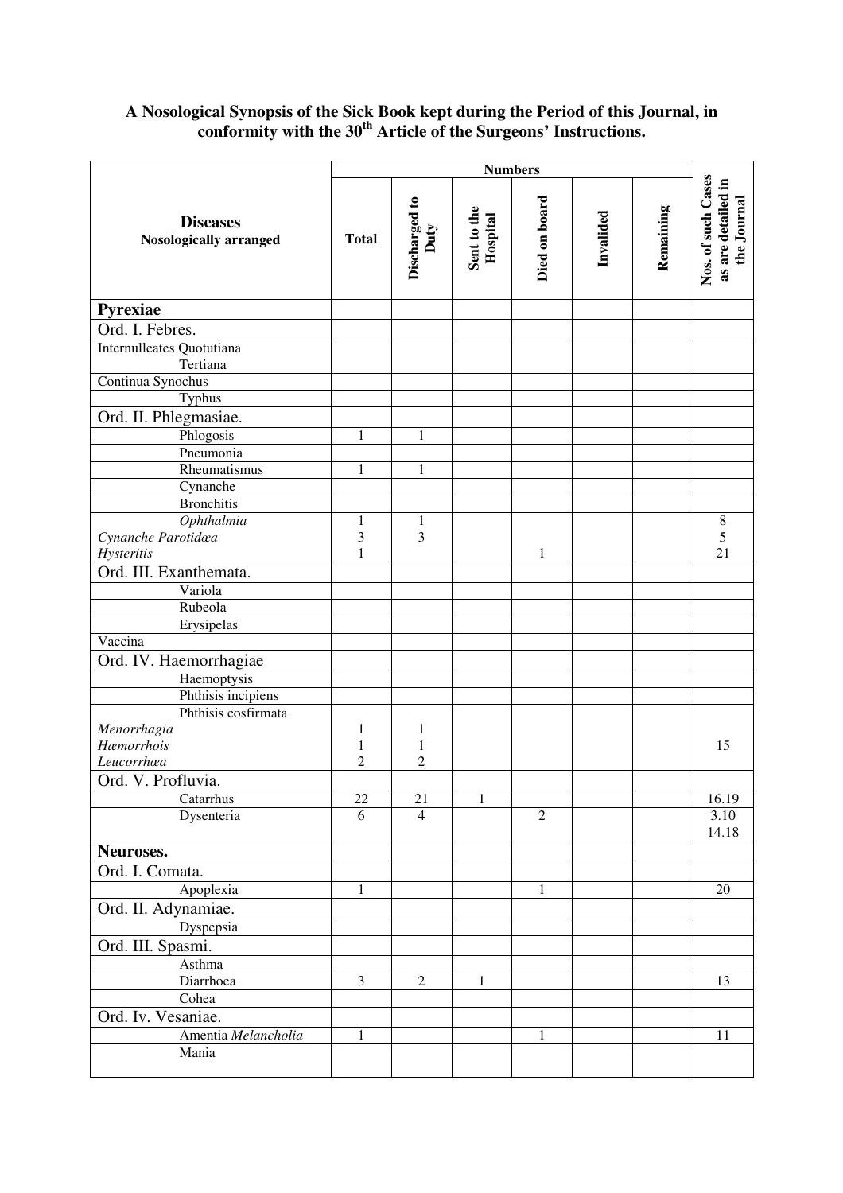**A Nosological Synopsis of the Sick Book kept during the Period of this Journal, in conformity with the 30th Article of the Surgeons' Instructions.**

| **Diseases** **Nosologically arranged** | **Numbers** | | | | | | **Nos. of such Cases as are detailed in the Journal** |
|---|---|---|---|---|---|---|---|
| | **Total** | **Discharged to Duty** | **Sent to the Hospital** | **Died on board** | **Invalided** | **Remaining** | |
| **Pyrexiae** | | | | | | | |
| Ord. I. Febres. | | | | | | | |
| Internulleates Quotutiana Tertiana | | | | | | | |
| Continua Synochus | | | | | | | |
| Typhus | | | | | | | |
| Ord. II. Phlegmasiae. | | | | | | | |
| Phlogosis | 1 | 1 | | | | | |
| Pneumonia | | | | | | | |
| Rheumatismus | 1 | 1 | | | | | |
| Cynanche | | | | | | | |
| Bronchitis | | | | | | | |
| *Ophthalmia* | 1 | 1 | | | | | 8 |
| *Cynanche Parotidœa* | 3 | 3 | | | | | 5 |
| *Hysteritis* | 1 | | | 1 | | | 21 |
| Ord. III. Exanthemata. | | | | | | | |
| Variola | | | | | | | |
| Rubeola | | | | | | | |
| Erysipelas | | | | | | | |
| Vaccina | | | | | | | |
| Ord. IV. Haemorrhagiae | | | | | | | |
| Haemoptysis | | | | | | | |
| Phthisis incipiens | | | | | | | |
| Phthisis cosfirmata | | | | | | | |
| *Menorrhagia* | 1 | 1 | | | | | |
| *Hæmorrhois* | 1 | 1 | | | | | 15 |
| *Leucorrhœa* | 2 | 2 | | | | | |
| Ord. V. Profluvia. | | | | | | | |
| Catarrhus | 22 | 21 | 1 | | | | 16.19 |
| Dysenteria | 6 | 4 | | 2 | | | 3.10 14.18 |
| **Neuroses.** | | | | | | | |
| Ord. I. Comata. | | | | | | | |
| Apoplexia | 1 | | | 1 | | | 20 |
| Ord. II. Adynamiae. | | | | | | | |
| Dyspepsia | | | | | | | |
| Ord. III. Spasmi. | | | | | | | |
| Asthma | | | | | | | |
| Diarrhoea | 3 | 2 | 1 | | | | 13 |
| Cohea | | | | | | | |
| Ord. Iv. Vesaniae. | | | | | | | |
| Amentia *Melancholia* | 1 | | | 1 | | | 11 |
| Mania | | | | | | | |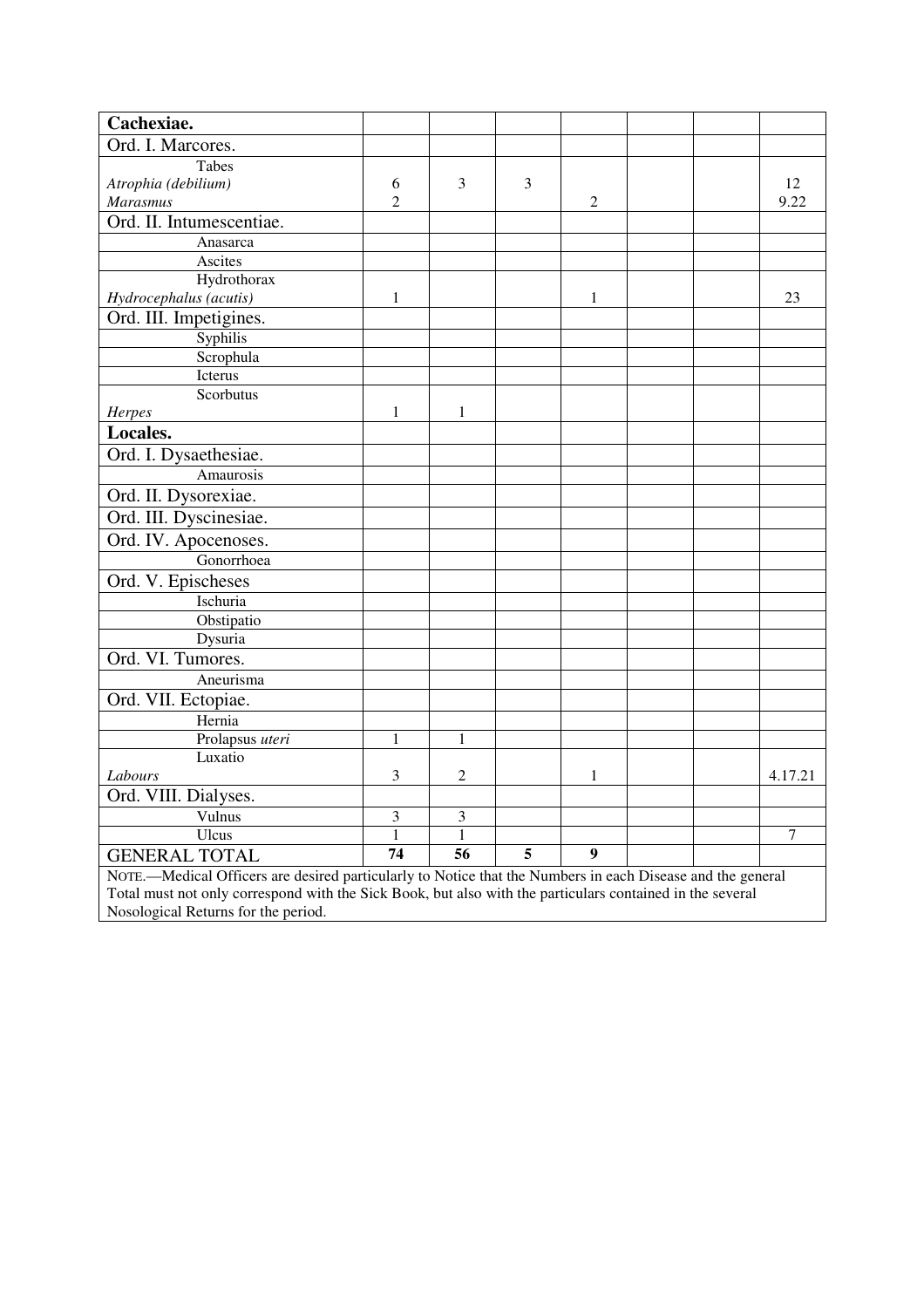| Cachexiae. | | | | | | | |
|---|---|---|---|---|---|---|---|
| Ord. I. Marcores. | | | | | | | |
| Tabes | | | | | | | |
| *Atrophia (debilium)* | 6 | 3 | 3 | | | | 12 |
| *Marasmus* | 2 | | | 2 | | | 9.22 |
| Ord. II. Intumescentiae. | | | | | | | |
| Anasarca | | | | | | | |
| Ascites | | | | | | | |
| Hydrothorax | | | | | | | |
| *Hydrocephalus (acutis)* | 1 | | | 1 | | | 23 |
| Ord. III. Impetigines. | | | | | | | |
| Syphilis | | | | | | | |
| Scrophula | | | | | | | |
| Icterus | | | | | | | |
| Scorbutus | | | | | | | |
| *Herpes* | 1 | 1 | | | | | |
| **Locales.** | | | | | | | |
| Ord. I. Dysaethesiae. | | | | | | | |
| Amaurosis | | | | | | | |
| Ord. II. Dysorexiae. | | | | | | | |
| Ord. III. Dyscinesiae. | | | | | | | |
| Ord. IV. Apocenoses. | | | | | | | |
| Gonorrhoea | | | | | | | |
| Ord. V. Epischeses | | | | | | | |
| Ischuria | | | | | | | |
| Obstipatio | | | | | | | |
| Dysuria | | | | | | | |
| Ord. VI. Tumores. | | | | | | | |
| Aneurisma | | | | | | | |
| Ord. VII. Ectopiae. | | | | | | | |
| Hernia | | | | | | | |
| Prolapsus *uteri* | 1 | 1 | | | | | |
| Luxatio | | | | | | | |
| *Labours* | 3 | 2 | | 1 | | | 4.17.21 |
| Ord. VIII. Dialyses. | | | | | | | |
| Vulnus | 3 | 3 | | | | | |
| Ulcus | 1 | 1 | | | | | 7 |
| GENERAL TOTAL | **74** | **56** | **5** | **9** | | | |

NOTE.—Medical Officers are desired particularly to Notice that the Numbers in each Disease and the general Total must not only correspond with the Sick Book, but also with the particulars contained in the several Nosological Returns for the period.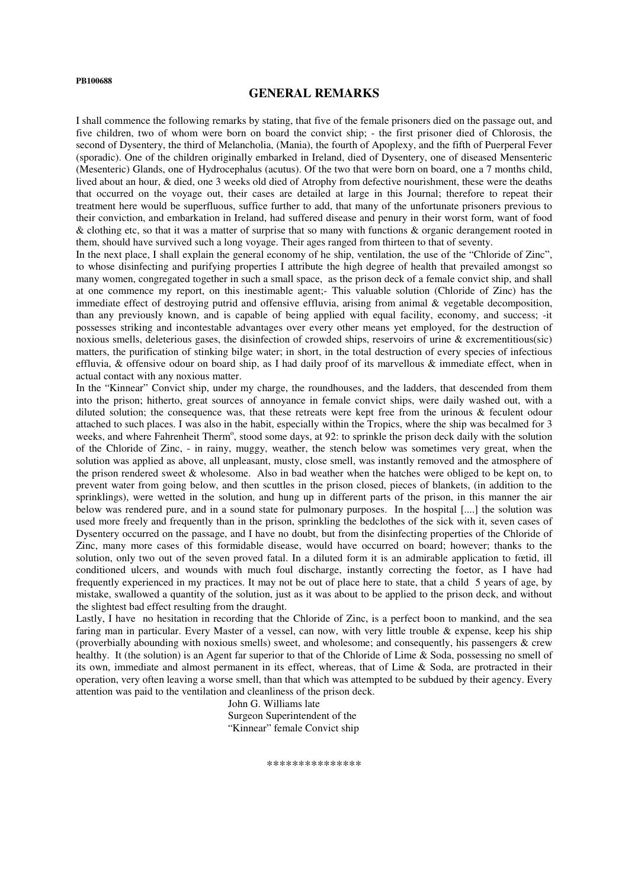**PB100688**

## GENERAL REMARKS

I shall commence the following remarks by stating, that five of the female prisoners died on the passage out, and five children, two of whom were born on board the convict ship; - the first prisoner died of Chlorosis, the second of Dysentery, the third of Melancholia, (Mania), the fourth of Apoplexy, and the fifth of Puerperal Fever (sporadic). One of the children originally embarked in Ireland, died of Dysentery, one of diseased Mensenteric (Mesenteric) Glands, one of Hydrocephalus (acutus). Of the two that were born on board, one a 7 months child, lived about an hour, & died, one 3 weeks old died of Atrophy from defective nourishment, these were the deaths that occurred on the voyage out, their cases are detailed at large in this Journal; therefore to repeat their treatment here would be superfluous, suffice further to add, that many of the unfortunate prisoners previous to their conviction, and embarkation in Ireland, had suffered disease and penury in their worst form, want of food & clothing etc, so that it was a matter of surprise that so many with functions & organic derangement rooted in them, should have survived such a long voyage. Their ages ranged from thirteen to that of seventy.

In the next place, I shall explain the general economy of he ship, ventilation, the use of the "Chloride of Zinc", to whose disinfecting and purifying properties I attribute the high degree of health that prevailed amongst so many women, congregated together in such a small space, as the prison deck of a female convict ship, and shall at one commence my report, on this inestimable agent;- This valuable solution (Chloride of Zinc) has the immediate effect of destroying putrid and offensive effluvia, arising from animal & vegetable decomposition, than any previously known, and is capable of being applied with equal facility, economy, and success; -it possesses striking and incontestable advantages over every other means yet employed, for the destruction of noxious smells, deleterious gases, the disinfection of crowded ships, reservoirs of urine & excrementitious(sic) matters, the purification of stinking bilge water; in short, in the total destruction of every species of infectious effluvia, & offensive odour on board ship, as I had daily proof of its marvellous & immediate effect, when in actual contact with any noxious matter.

In the "Kinnear" Convict ship, under my charge, the roundhouses, and the ladders, that descended from them into the prison; hitherto, great sources of annoyance in female convict ships, were daily washed out, with a diluted solution; the consequence was, that these retreats were kept free from the urinous & feculent odour attached to such places. I was also in the habit, especially within the Tropics, where the ship was becalmed for 3 weeks, and where Fahrenheit Therm$^{o}$, stood some days, at 92: to sprinkle the prison deck daily with the solution of the Chloride of Zinc, - in rainy, muggy, weather, the stench below was sometimes very great, when the solution was applied as above, all unpleasant, musty, close smell, was instantly removed and the atmosphere of the prison rendered sweet & wholesome. Also in bad weather when the hatches were obliged to be kept on, to prevent water from going below, and then scuttles in the prison closed, pieces of blankets, (in addition to the sprinklings), were wetted in the solution, and hung up in different parts of the prison, in this manner the air below was rendered pure, and in a sound state for pulmonary purposes. In the hospital [....] the solution was used more freely and frequently than in the prison, sprinkling the bedclothes of the sick with it, seven cases of Dysentery occurred on the passage, and I have no doubt, but from the disinfecting properties of the Chloride of Zinc, many more cases of this formidable disease, would have occurred on board; however; thanks to the solution, only two out of the seven proved fatal. In a diluted form it is an admirable application to fœtid, ill conditioned ulcers, and wounds with much foul discharge, instantly correcting the foetor, as I have had frequently experienced in my practices. It may not be out of place here to state, that a child 5 years of age, by mistake, swallowed a quantity of the solution, just as it was about to be applied to the prison deck, and without the slightest bad effect resulting from the draught.

Lastly, I have no hesitation in recording that the Chloride of Zinc, is a perfect boon to mankind, and the sea faring man in particular. Every Master of a vessel, can now, with very little trouble & expense, keep his ship (proverbially abounding with noxious smells) sweet, and wholesome; and consequently, his passengers & crew healthy. It (the solution) is an Agent far superior to that of the Chloride of Lime & Soda, possessing no smell of its own, immediate and almost permanent in its effect, whereas, that of Lime & Soda, are protracted in their operation, very often leaving a worse smell, than that which was attempted to be subdued by their agency. Every attention was paid to the ventilation and cleanliness of the prison deck.

John G. Williams late
Surgeon Superintendent of the
"Kinnear" female Convict ship

\*\*\*\*\*\*\*\*\*\*\*\*\*\*\*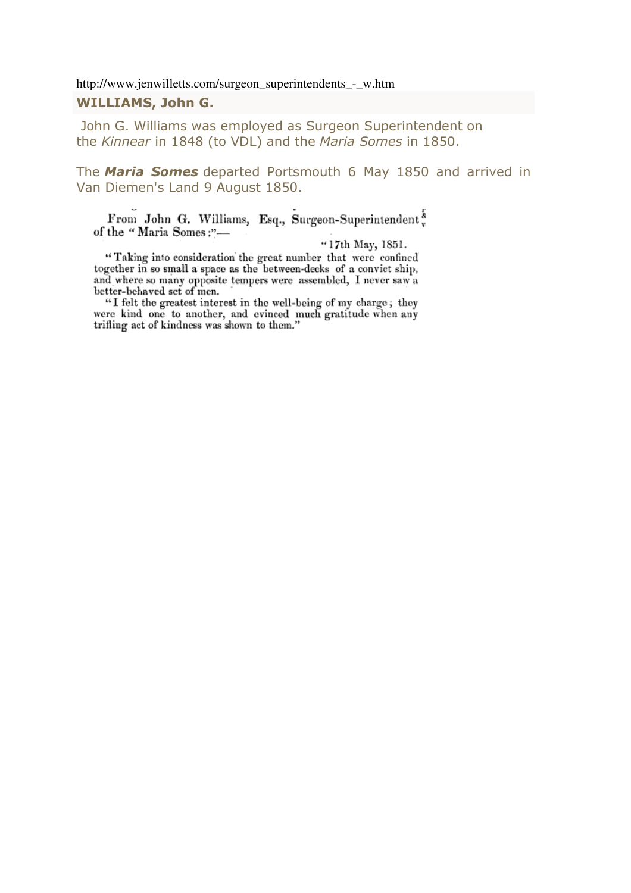http://www.jenwilletts.com/surgeon_superintendents_-_w.htm

## WILLIAMS, John G.

John G. Williams was employed as Surgeon Superintendent on the *Kinnear* in 1848 (to VDL) and the *Maria Somes* in 1850.

The ***Maria Somes*** departed Portsmouth 6 May 1850 and arrived in Van Diemen's Land 9 August 1850.

From John G. Williams, Esq., Surgeon-Superintendent of the "Maria Somes:"—

"17th May, 1851.

"Taking into consideration the great number that were confined together in so small a space as the between-decks of a convict ship, and where so many opposite tempers were assembled, I never saw a better-behaved set of men.

"I felt the greatest interest in the well-being of my charge; they were kind one to another, and evinced much gratitude when any trifling act of kindness was shown to them."